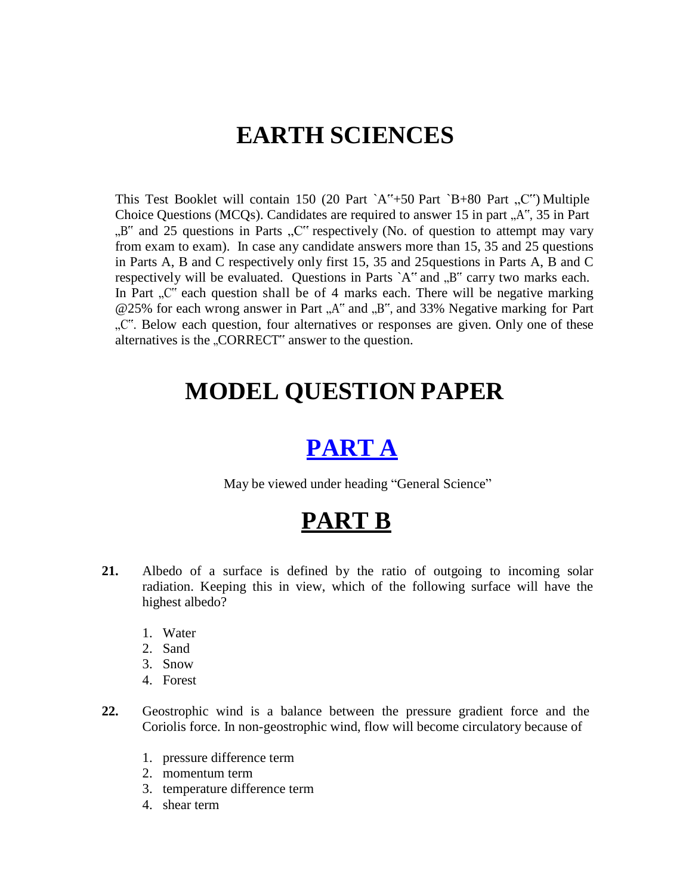# EARTH SCIENCES

This Test Booklet will contain 150 (20 Part `A"+50 Part `B+80 Part „C") Multiple Choice Questions (MCQs). Candidates are required to answer 15 in part „A", 35 in Part „B" and 25 questions in Parts „C" respectively (No. of question to attempt may vary from exam to exam). In case any candidate answers more than 15, 35 and 25 questions in Parts A, B and C respectively only first 15, 35 and 25questions in Parts A, B and C respectively will be evaluated. Questions in Parts `A" and „B" carry two marks each. In Part „C" each question shall be of 4 marks each. There will be negative marking @25% for each wrong answer in Part „A" and „B", and 33% Negative marking for Part „C". Below each question, four alternatives or responses are given. Only one of these alternatives is the „CORRECT" answer to the question.

# MODEL QUESTION PAPER

## PART A

May be viewed under heading "General Science"

## PART B

**21.** Albedo of a surface is defined by the ratio of outgoing to incoming solar radiation. Keeping this in view, which of the following surface will have the highest albedo?

1. Water
2. Sand
3. Snow
4. Forest

**22.** Geostrophic wind is a balance between the pressure gradient force and the Coriolis force. In non-geostrophic wind, flow will become circulatory because of

1. pressure difference term
2. momentum term
3. temperature difference term
4. shear term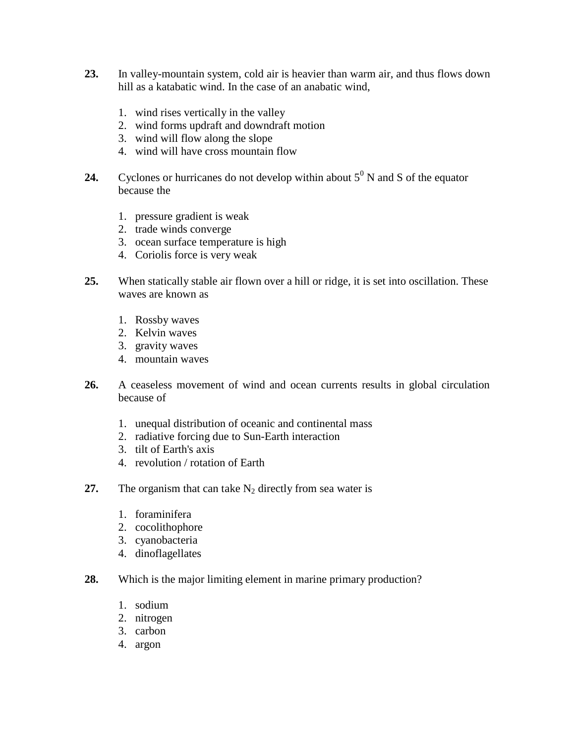**23.** In valley-mountain system, cold air is heavier than warm air, and thus flows down hill as a katabatic wind. In the case of an anabatic wind,

1. wind rises vertically in the valley
2. wind forms updraft and downdraft motion
3. wind will flow along the slope
4. wind will have cross mountain flow

**24.** Cyclones or hurricanes do not develop within about $5^0$ N and S of the equator because the

1. pressure gradient is weak
2. trade winds converge
3. ocean surface temperature is high
4. Coriolis force is very weak

**25.** When statically stable air flown over a hill or ridge, it is set into oscillation. These waves are known as

1. Rossby waves
2. Kelvin waves
3. gravity waves
4. mountain waves

**26.** A ceaseless movement of wind and ocean currents results in global circulation because of

1. unequal distribution of oceanic and continental mass
2. radiative forcing due to Sun-Earth interaction
3. tilt of Earth's axis
4. revolution / rotation of Earth

**27.** The organism that can take $N_2$ directly from sea water is

1. foraminifera
2. cocolithophore
3. cyanobacteria
4. dinoflagellates

**28.** Which is the major limiting element in marine primary production?

1. sodium
2. nitrogen
3. carbon
4. argon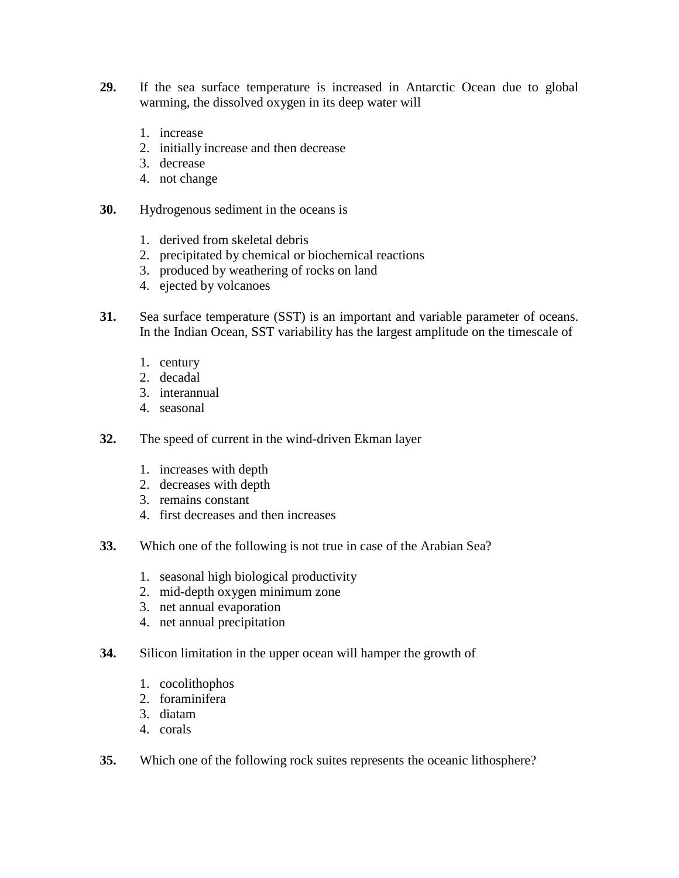**29.** If the sea surface temperature is increased in Antarctic Ocean due to global warming, the dissolved oxygen in its deep water will

1. increase
2. initially increase and then decrease
3. decrease
4. not change

**30.** Hydrogenous sediment in the oceans is

1. derived from skeletal debris
2. precipitated by chemical or biochemical reactions
3. produced by weathering of rocks on land
4. ejected by volcanoes

**31.** Sea surface temperature (SST) is an important and variable parameter of oceans. In the Indian Ocean, SST variability has the largest amplitude on the timescale of

1. century
2. decadal
3. interannual
4. seasonal

**32.** The speed of current in the wind-driven Ekman layer

1. increases with depth
2. decreases with depth
3. remains constant
4. first decreases and then increases

**33.** Which one of the following is not true in case of the Arabian Sea?

1. seasonal high biological productivity
2. mid-depth oxygen minimum zone
3. net annual evaporation
4. net annual precipitation

**34.** Silicon limitation in the upper ocean will hamper the growth of

1. cocolithophos
2. foraminifera
3. diatam
4. corals

**35.** Which one of the following rock suites represents the oceanic lithosphere?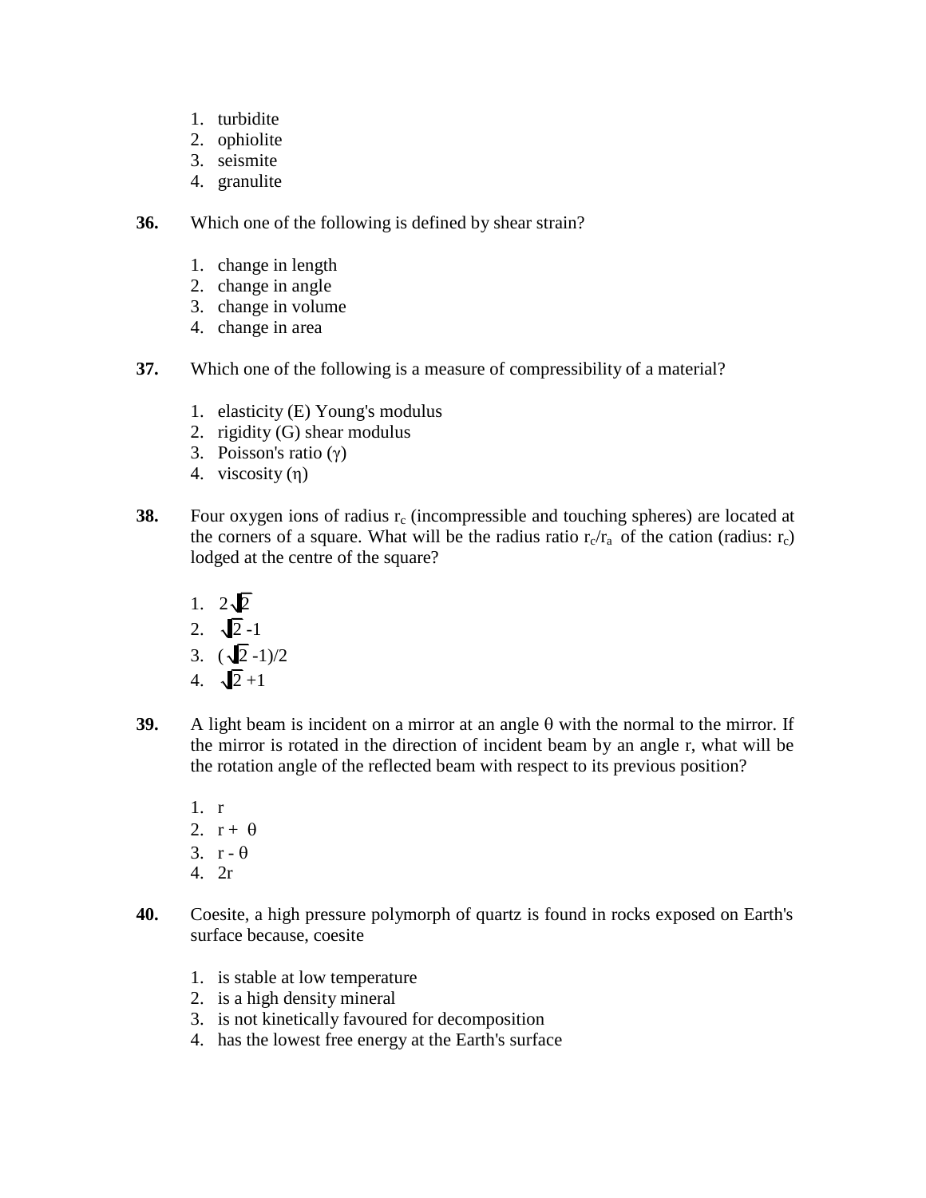1. turbidite
2. ophiolite
3. seismite
4. granulite

**36.** Which one of the following is defined by shear strain?

1. change in length
2. change in angle
3. change in volume
4. change in area

**37.** Which one of the following is a measure of compressibility of a material?

1. elasticity (E) Young's modulus
2. rigidity (G) shear modulus
3. Poisson's ratio ($\gamma$)
4. viscosity ($\eta$)

**38.** Four oxygen ions of radius $r_c$ (incompressible and touching spheres) are located at the corners of a square. What will be the radius ratio $r_c/r_a$ of the cation (radius: $r_c$) lodged at the centre of the square?

1. $2\sqrt{2}$
2. $\sqrt{2}$ -1
3. ($\sqrt{2}$ -1)/2
4. $\sqrt{2}$ +1

**39.** A light beam is incident on a mirror at an angle $\theta$ with the normal to the mirror. If the mirror is rotated in the direction of incident beam by an angle r, what will be the rotation angle of the reflected beam with respect to its previous position?

1. r
2. r + $\theta$
3. r - $\theta$
4. 2r

**40.** Coesite, a high pressure polymorph of quartz is found in rocks exposed on Earth's surface because, coesite

1. is stable at low temperature
2. is a high density mineral
3. is not kinetically favoured for decomposition
4. has the lowest free energy at the Earth's surface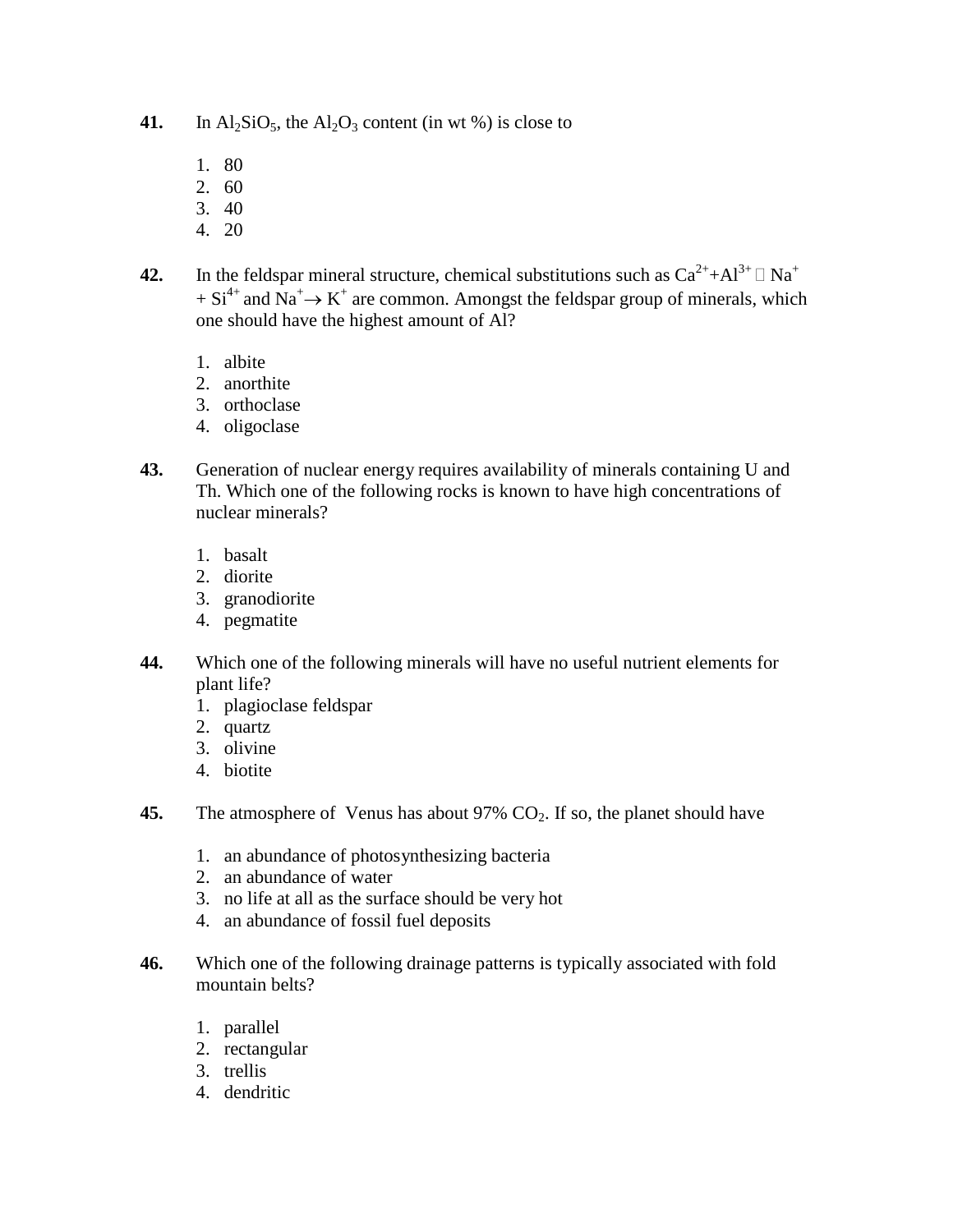**41.** In $Al_2SiO_5$, the $Al_2O_3$ content (in wt %) is close to

1. 80
2. 60
3. 40
4. 20

**42.** In the feldspar mineral structure, chemical substitutions such as $Ca^{2+}$+$Al^{3+}$ □ $Na^{+}$ + $Si^{4+}$ and $Na^{+}\rightarrow K^{+}$ are common. Amongst the feldspar group of minerals, which one should have the highest amount of Al?

1. albite
2. anorthite
3. orthoclase
4. oligoclase

**43.** Generation of nuclear energy requires availability of minerals containing U and Th. Which one of the following rocks is known to have high concentrations of nuclear minerals?

1. basalt
2. diorite
3. granodiorite
4. pegmatite

**44.** Which one of the following minerals will have no useful nutrient elements for plant life?

1. plagioclase feldspar
2. quartz
3. olivine
4. biotite

**45.** The atmosphere of Venus has about 97% $CO_2$. If so, the planet should have

1. an abundance of photosynthesizing bacteria
2. an abundance of water
3. no life at all as the surface should be very hot
4. an abundance of fossil fuel deposits

**46.** Which one of the following drainage patterns is typically associated with fold mountain belts?

1. parallel
2. rectangular
3. trellis
4. dendritic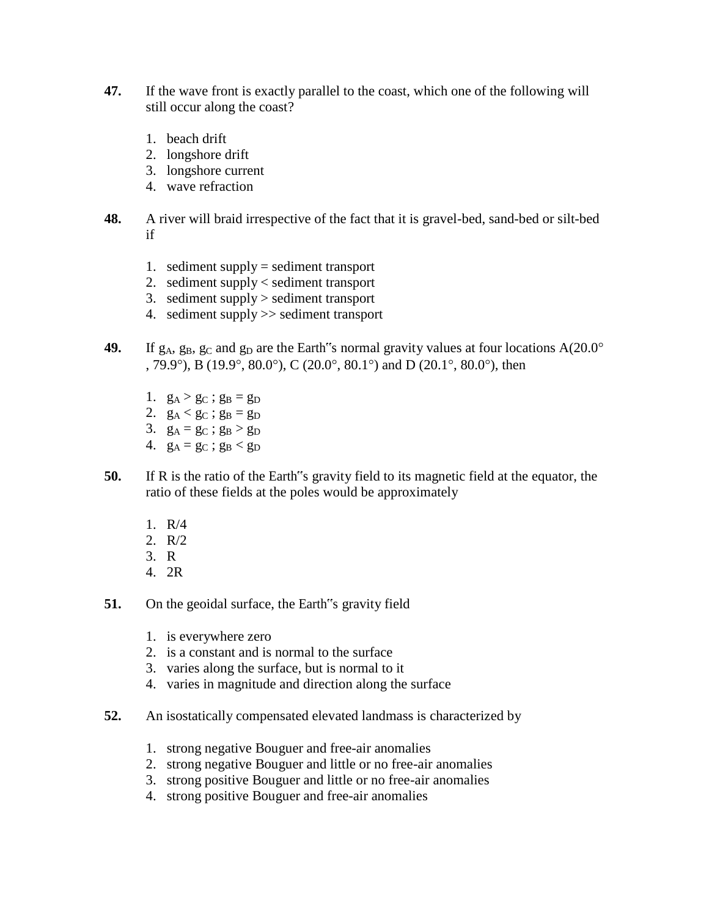**47.** If the wave front is exactly parallel to the coast, which one of the following will still occur along the coast?

1. beach drift
2. longshore drift
3. longshore current
4. wave refraction

**48.** A river will braid irrespective of the fact that it is gravel-bed, sand-bed or silt-bed if

1. sediment supply = sediment transport
2. sediment supply < sediment transport
3. sediment supply > sediment transport
4. sediment supply >> sediment transport

**49.** If $g_A$, $g_B$, $g_C$ and $g_D$ are the Earth"s normal gravity values at four locations A(20.0° , 79.9°), B (19.9°, 80.0°), C (20.0°, 80.1°) and D (20.1°, 80.0°), then

1. $g_A > g_C$ ; $g_B = g_D$
2. $g_A < g_C$ ; $g_B = g_D$
3. $g_A = g_C$ ; $g_B > g_D$
4. $g_A = g_C$ ; $g_B < g_D$

**50.** If R is the ratio of the Earth"s gravity field to its magnetic field at the equator, the ratio of these fields at the poles would be approximately

1. R/4
2. R/2
3. R
4. 2R

**51.** On the geoidal surface, the Earth"s gravity field

1. is everywhere zero
2. is a constant and is normal to the surface
3. varies along the surface, but is normal to it
4. varies in magnitude and direction along the surface

**52.** An isostatically compensated elevated landmass is characterized by

1. strong negative Bouguer and free-air anomalies
2. strong negative Bouguer and little or no free-air anomalies
3. strong positive Bouguer and little or no free-air anomalies
4. strong positive Bouguer and free-air anomalies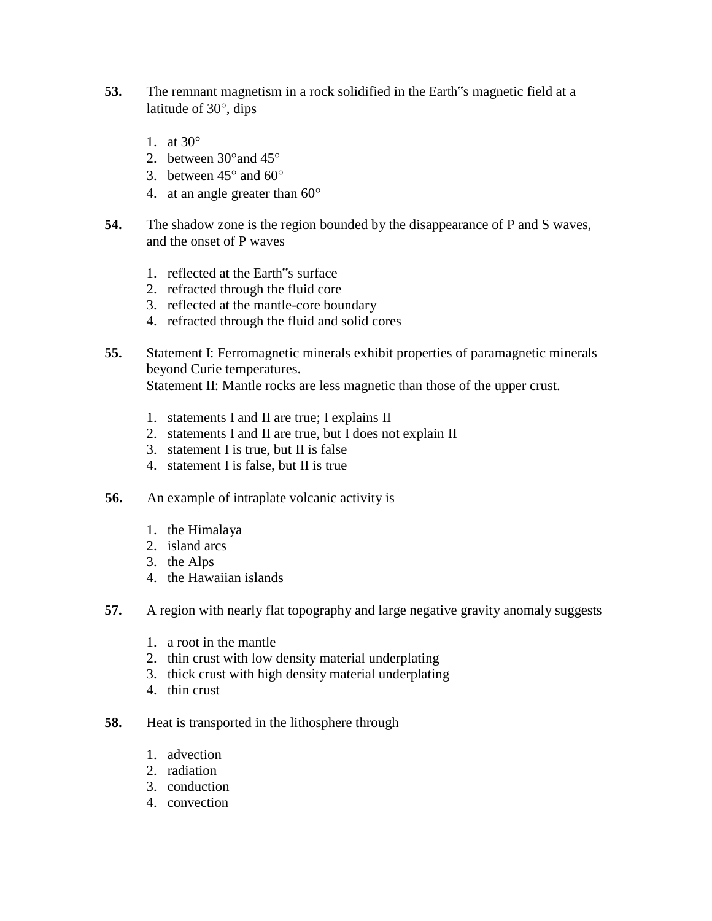**53.** The remnant magnetism in a rock solidified in the Earth‟s magnetic field at a latitude of 30°, dips

1. at 30°
2. between 30°and 45°
3. between 45° and 60°
4. at an angle greater than 60°

**54.** The shadow zone is the region bounded by the disappearance of P and S waves, and the onset of P waves

1. reflected at the Earth‟s surface
2. refracted through the fluid core
3. reflected at the mantle-core boundary
4. refracted through the fluid and solid cores

**55.** Statement I: Ferromagnetic minerals exhibit properties of paramagnetic minerals beyond Curie temperatures.
Statement II: Mantle rocks are less magnetic than those of the upper crust.

1. statements I and II are true; I explains II
2. statements I and II are true, but I does not explain II
3. statement I is true, but II is false
4. statement I is false, but II is true

**56.** An example of intraplate volcanic activity is

1. the Himalaya
2. island arcs
3. the Alps
4. the Hawaiian islands

**57.** A region with nearly flat topography and large negative gravity anomaly suggests

1. a root in the mantle
2. thin crust with low density material underplating
3. thick crust with high density material underplating
4. thin crust

**58.** Heat is transported in the lithosphere through

1. advection
2. radiation
3. conduction
4. convection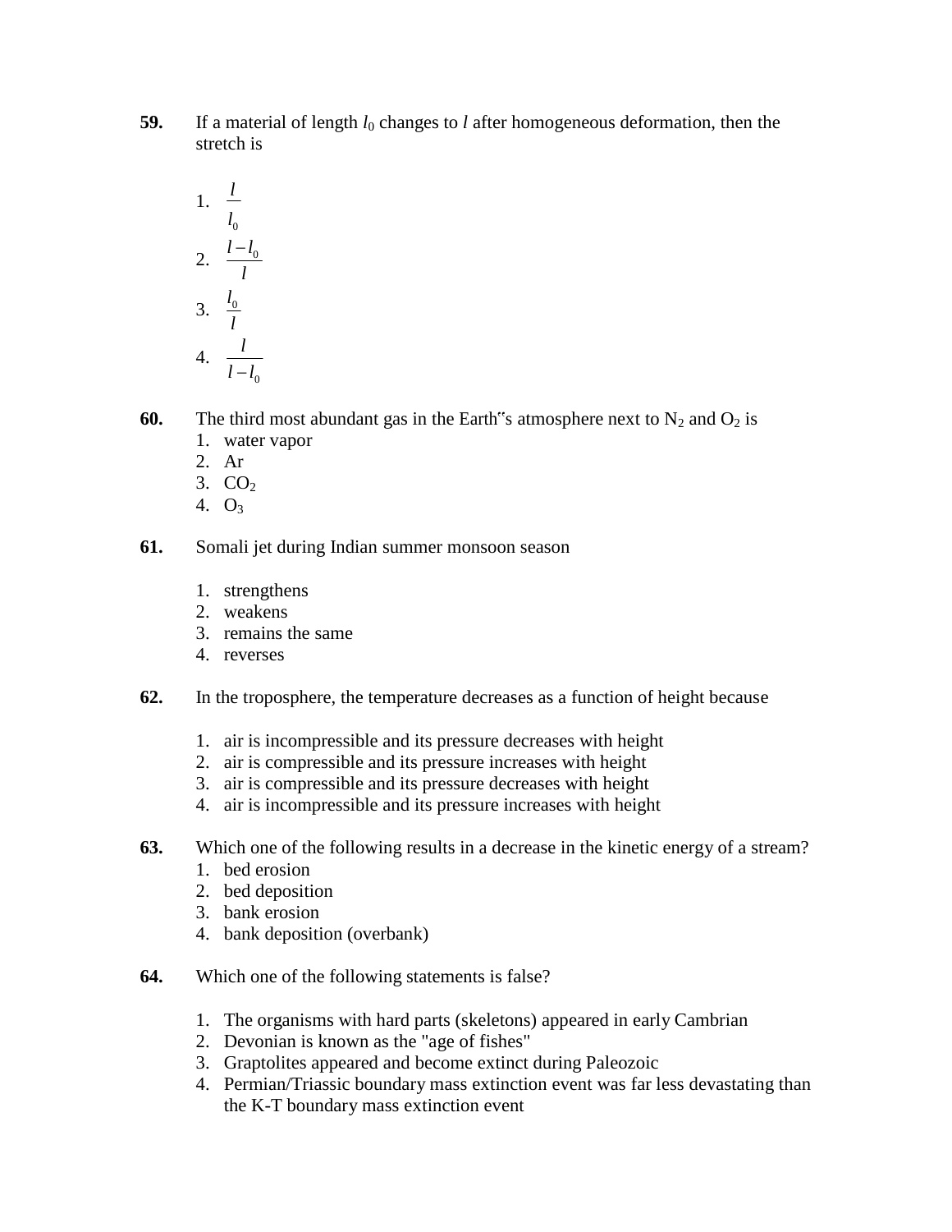**59.** If a material of length $l_0$ changes to $l$ after homogeneous deformation, then the stretch is

1. $\dfrac{l}{l_0}$
2. $\dfrac{l - l_0}{l}$
3. $\dfrac{l_0}{l}$
4. $\dfrac{l}{l - l_0}$

**60.** The third most abundant gas in the Earth‟s atmosphere next to $N_2$ and $O_2$ is

1. water vapor
2. Ar
3. $CO_2$
4. $O_3$

**61.** Somali jet during Indian summer monsoon season

1. strengthens
2. weakens
3. remains the same
4. reverses

**62.** In the troposphere, the temperature decreases as a function of height because

1. air is incompressible and its pressure decreases with height
2. air is compressible and its pressure increases with height
3. air is compressible and its pressure decreases with height
4. air is incompressible and its pressure increases with height

**63.** Which one of the following results in a decrease in the kinetic energy of a stream?

1. bed erosion
2. bed deposition
3. bank erosion
4. bank deposition (overbank)

**64.** Which one of the following statements is false?

1. The organisms with hard parts (skeletons) appeared in early Cambrian
2. Devonian is known as the "age of fishes"
3. Graptolites appeared and become extinct during Paleozoic
4. Permian/Triassic boundary mass extinction event was far less devastating than the K-T boundary mass extinction event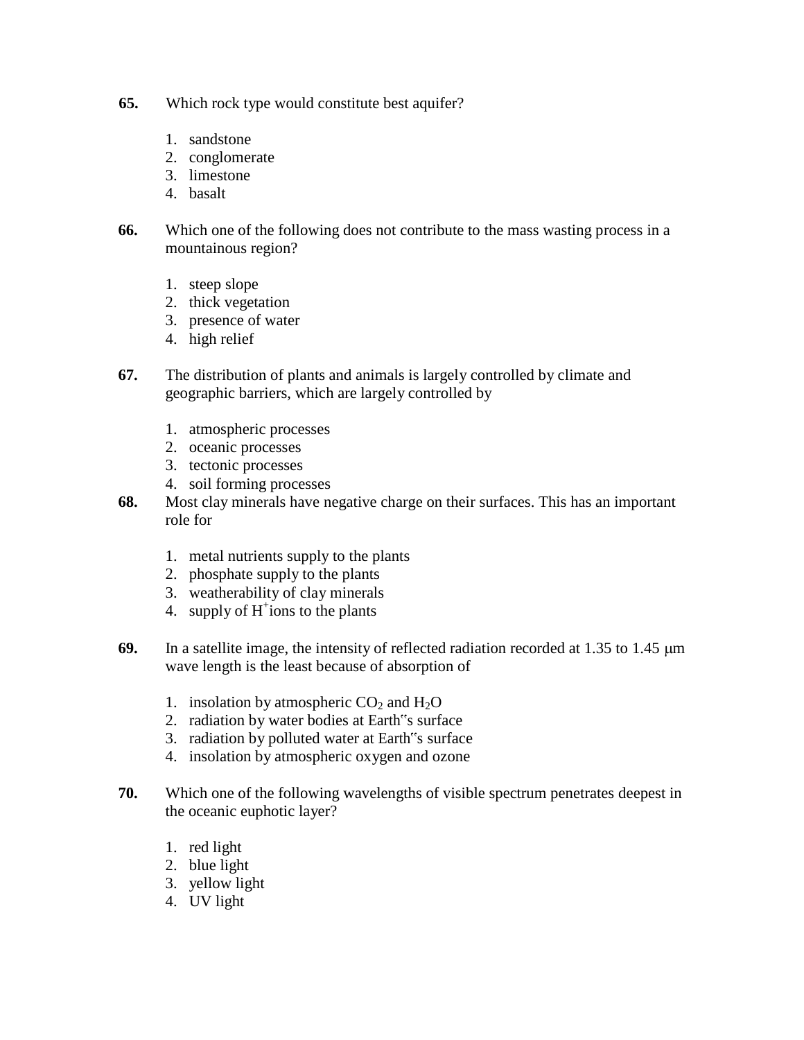**65.** Which rock type would constitute best aquifer?

1. sandstone
2. conglomerate
3. limestone
4. basalt

**66.** Which one of the following does not contribute to the mass wasting process in a mountainous region?

1. steep slope
2. thick vegetation
3. presence of water
4. high relief

**67.** The distribution of plants and animals is largely controlled by climate and geographic barriers, which are largely controlled by

1. atmospheric processes
2. oceanic processes
3. tectonic processes
4. soil forming processes

**68.** Most clay minerals have negative charge on their surfaces. This has an important role for

1. metal nutrients supply to the plants
2. phosphate supply to the plants
3. weatherability of clay minerals
4. supply of $H^+$ ions to the plants

**69.** In a satellite image, the intensity of reflected radiation recorded at 1.35 to 1.45 μm wave length is the least because of absorption of

1. insolation by atmospheric $CO_2$ and $H_2O$
2. radiation by water bodies at Earth"s surface
3. radiation by polluted water at Earth"s surface
4. insolation by atmospheric oxygen and ozone

**70.** Which one of the following wavelengths of visible spectrum penetrates deepest in the oceanic euphotic layer?

1. red light
2. blue light
3. yellow light
4. UV light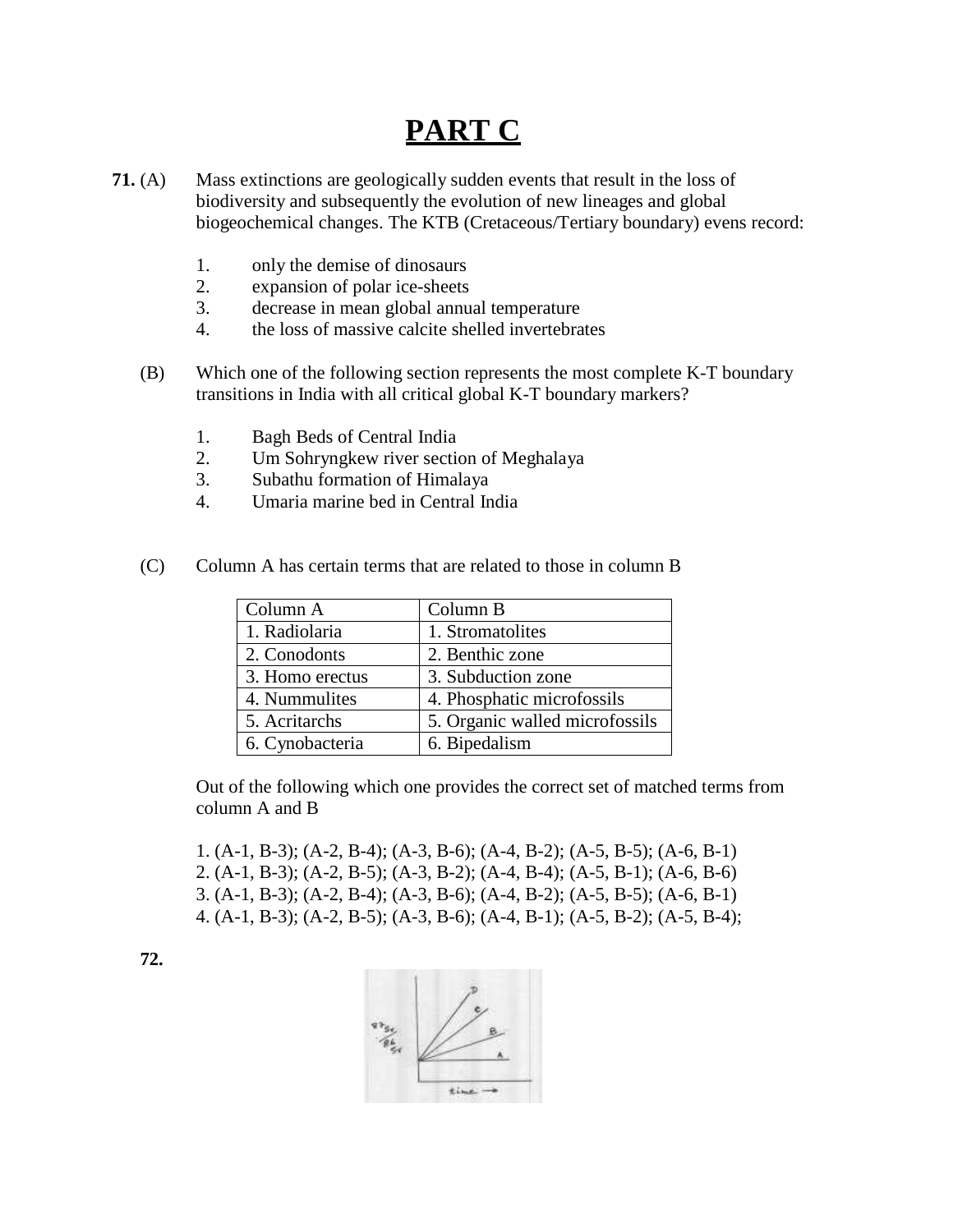# PART C

**71.** (A) Mass extinctions are geologically sudden events that result in the loss of biodiversity and subsequently the evolution of new lineages and global biogeochemical changes. The KTB (Cretaceous/Tertiary boundary) evens record:

1. only the demise of dinosaurs
2. expansion of polar ice-sheets
3. decrease in mean global annual temperature
4. the loss of massive calcite shelled invertebrates

(B) Which one of the following section represents the most complete K-T boundary transitions in India with all critical global K-T boundary markers?

1. Bagh Beds of Central India
2. Um Sohryngkew river section of Meghalaya
3. Subathu formation of Himalaya
4. Umaria marine bed in Central India

(C) Column A has certain terms that are related to those in column B

| Column A | Column B |
|---|---|
| 1. Radiolaria | 1. Stromatolites |
| 2. Conodonts | 2. Benthic zone |
| 3. Homo erectus | 3. Subduction zone |
| 4. Nummulites | 4. Phosphatic microfossils |
| 5. Acritarchs | 5. Organic walled microfossils |
| 6. Cynobacteria | 6. Bipedalism |

Out of the following which one provides the correct set of matched terms from column A and B

1. (A-1, B-3); (A-2, B-4); (A-3, B-6); (A-4, B-2); (A-5, B-5); (A-6, B-1)
2. (A-1, B-3); (A-2, B-5); (A-3, B-2); (A-4, B-4); (A-5, B-1); (A-6, B-6)
3. (A-1, B-3); (A-2, B-4); (A-3, B-6); (A-4, B-2); (A-5, B-5); (A-6, B-1)
4. (A-1, B-3); (A-2, B-5); (A-3, B-6); (A-4, B-1); (A-5, B-2); (A-5, B-4);

**72.**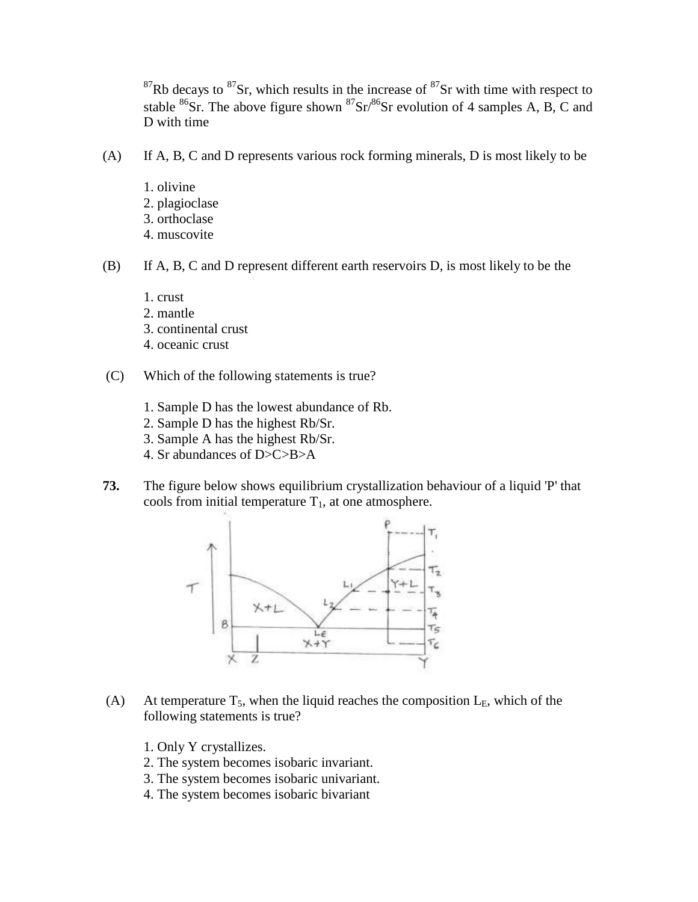$^{87}Rb$ decays to $^{87}Sr$, which results in the increase of $^{87}Sr$ with time with respect to stable $^{86}Sr$. The above figure shown $^{87}Sr/^{86}Sr$ evolution of 4 samples A, B, C and D with time

(A) If A, B, C and D represents various rock forming minerals, D is most likely to be

1. olivine
2. plagioclase
3. orthoclase
4. muscovite

(B) If A, B, C and D represent different earth reservoirs D, is most likely to be the

1. crust
2. mantle
3. continental crust
4. oceanic crust

(C) Which of the following statements is true?

1. Sample D has the lowest abundance of Rb.
2. Sample D has the highest Rb/Sr.
3. Sample A has the highest Rb/Sr.
4. Sr abundances of D>C>B>A

**73.** The figure below shows equilibrium crystallization behaviour of a liquid 'P' that cools from initial temperature $T_1$, at one atmosphere.

(A) At temperature $T_5$, when the liquid reaches the composition $L_E$, which of the following statements is true?

1. Only Y crystallizes.
2. The system becomes isobaric invariant.
3. The system becomes isobaric univariant.
4. The system becomes isobaric bivariant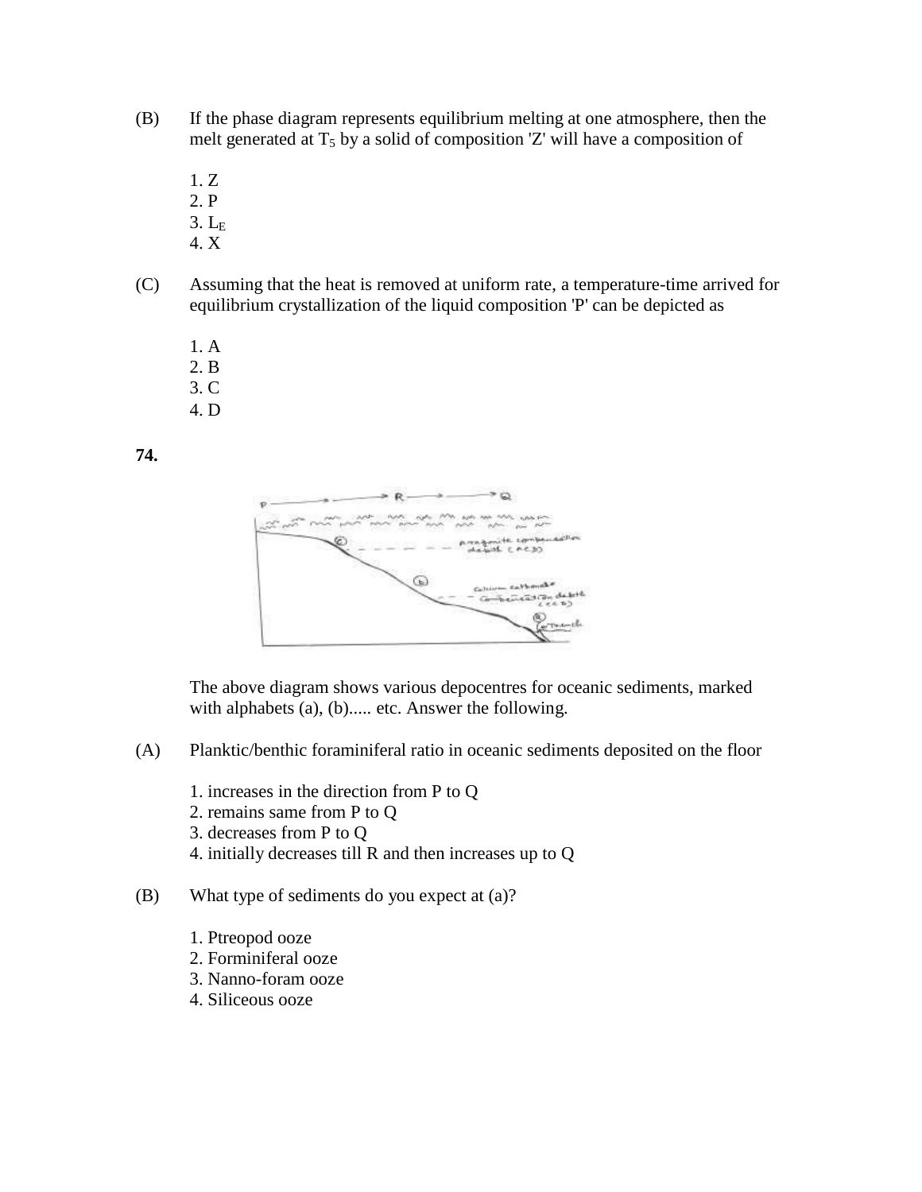(B) If the phase diagram represents equilibrium melting at one atmosphere, then the melt generated at $T_5$ by a solid of composition 'Z' will have a composition of

1. Z
2. P
3. $L_E$
4. X

(C) Assuming that the heat is removed at uniform rate, a temperature-time arrived for equilibrium crystallization of the liquid composition 'P' can be depicted as

1. A
2. B
3. C
4. D

**74.**

The above diagram shows various depocentres for oceanic sediments, marked with alphabets (a), (b)..... etc. Answer the following.

(A) Planktic/benthic foraminiferal ratio in oceanic sediments deposited on the floor

1. increases in the direction from P to Q
2. remains same from P to Q
3. decreases from P to Q
4. initially decreases till R and then increases up to Q

(B) What type of sediments do you expect at (a)?

1. Ptreopod ooze
2. Forminiferal ooze
3. Nanno-foram ooze
4. Siliceous ooze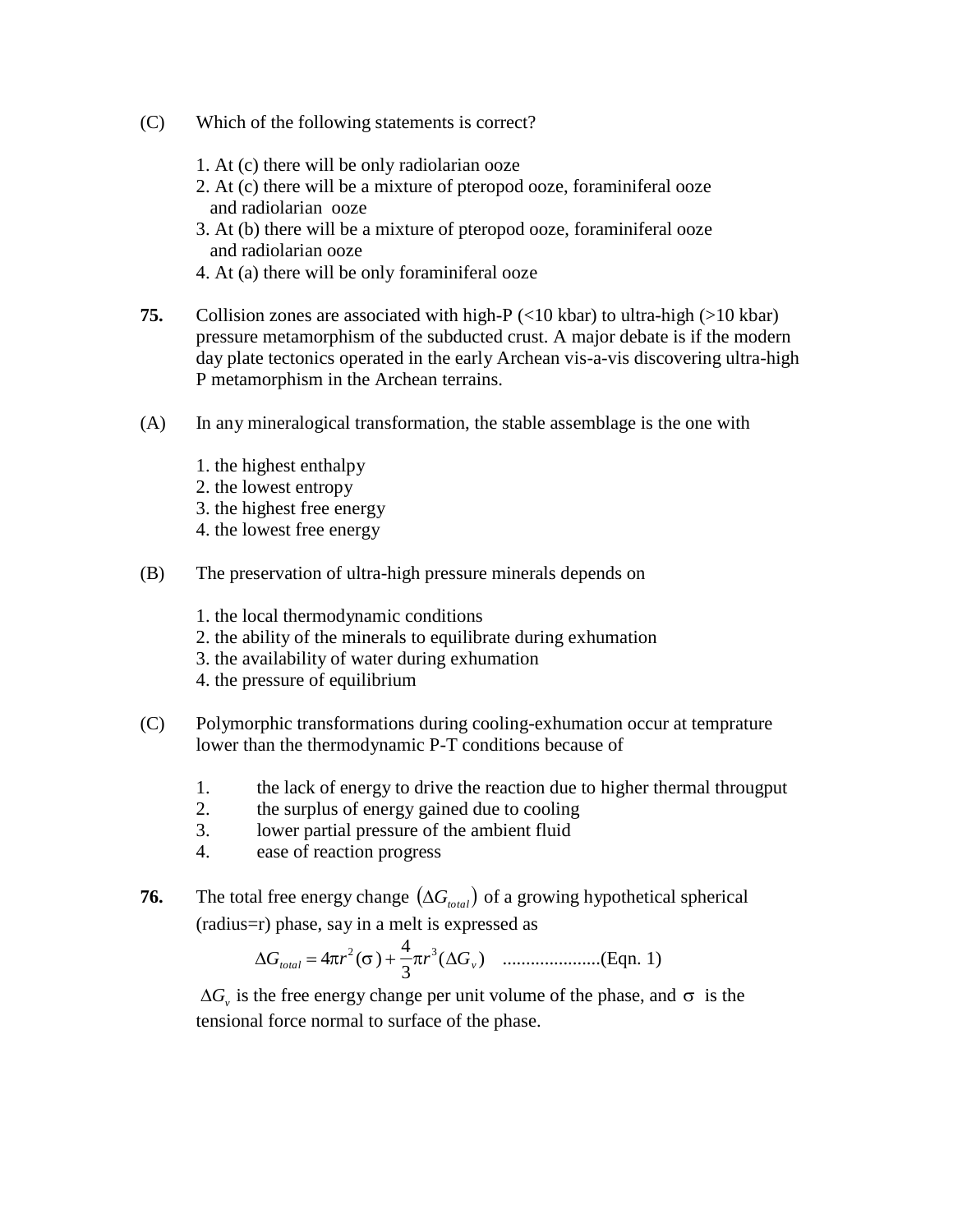(C) Which of the following statements is correct?

1. At (c) there will be only radiolarian ooze
2. At (c) there will be a mixture of pteropod ooze, foraminiferal ooze and radiolarian ooze
3. At (b) there will be a mixture of pteropod ooze, foraminiferal ooze and radiolarian ooze
4. At (a) there will be only foraminiferal ooze

**75.** Collision zones are associated with high-P (<10 kbar) to ultra-high (>10 kbar) pressure metamorphism of the subducted crust. A major debate is if the modern day plate tectonics operated in the early Archean vis-a-vis discovering ultra-high P metamorphism in the Archean terrains.

(A) In any mineralogical transformation, the stable assemblage is the one with

1. the highest enthalpy
2. the lowest entropy
3. the highest free energy
4. the lowest free energy

(B) The preservation of ultra-high pressure minerals depends on

1. the local thermodynamic conditions
2. the ability of the minerals to equilibrate during exhumation
3. the availability of water during exhumation
4. the pressure of equilibrium

(C) Polymorphic transformations during cooling-exhumation occur at temprature lower than the thermodynamic P-T conditions because of

1. the lack of energy to drive the reaction due to higher thermal througput
2. the surplus of energy gained due to cooling
3. lower partial pressure of the ambient fluid
4. ease of reaction progress

**76.** The total free energy change $(\Delta G_{total})$ of a growing hypothetical spherical (radius=r) phase, say in a melt is expressed as

$$\Delta G_{total} = 4\pi r^2(\sigma) + \frac{4}{3}\pi r^3(\Delta G_v) \quad \text{.....................(Eqn. 1)}$$

$\Delta G_v$ is the free energy change per unit volume of the phase, and $\sigma$ is the tensional force normal to surface of the phase.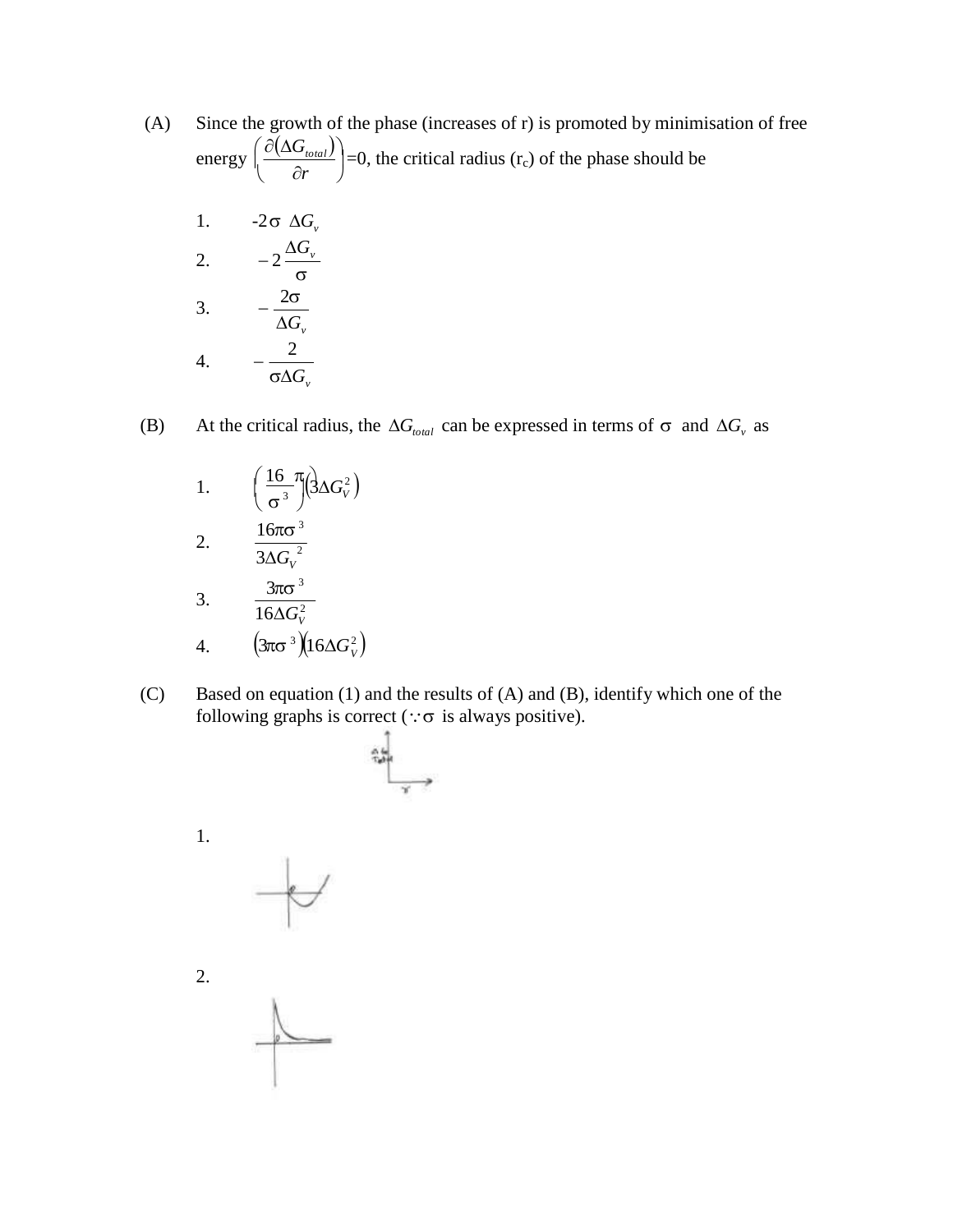(A) Since the growth of the phase (increases of r) is promoted by minimisation of free energy $\left(\frac{\partial(\Delta G_{total})}{\partial r}\right)$=0, the critical radius ($r_c$) of the phase should be

1. $-2\sigma \; \Delta G_v$
2. $-2\frac{\Delta G_v}{\sigma}$
3. $-\frac{2\sigma}{\Delta G_v}$
4. $-\frac{2}{\sigma \Delta G_v}$

(B) At the critical radius, the $\Delta G_{total}$ can be expressed in terms of $\sigma$ and $\Delta G_v$ as

1. $\left(\frac{16\;\pi}{\sigma^3}\right)\left(3\Delta G_V^2\right)$
2. $\frac{16\pi\sigma^3}{3\Delta G_V{}^2}$
3. $\frac{3\pi\sigma^3}{16\Delta G_V^2}$
4. $\left(3\pi\sigma^3\right)\left(16\Delta G_V^2\right)$

(C) Based on equation (1) and the results of (A) and (B), identify which one of the following graphs is correct ($\because \sigma$ is always positive).

1.

2.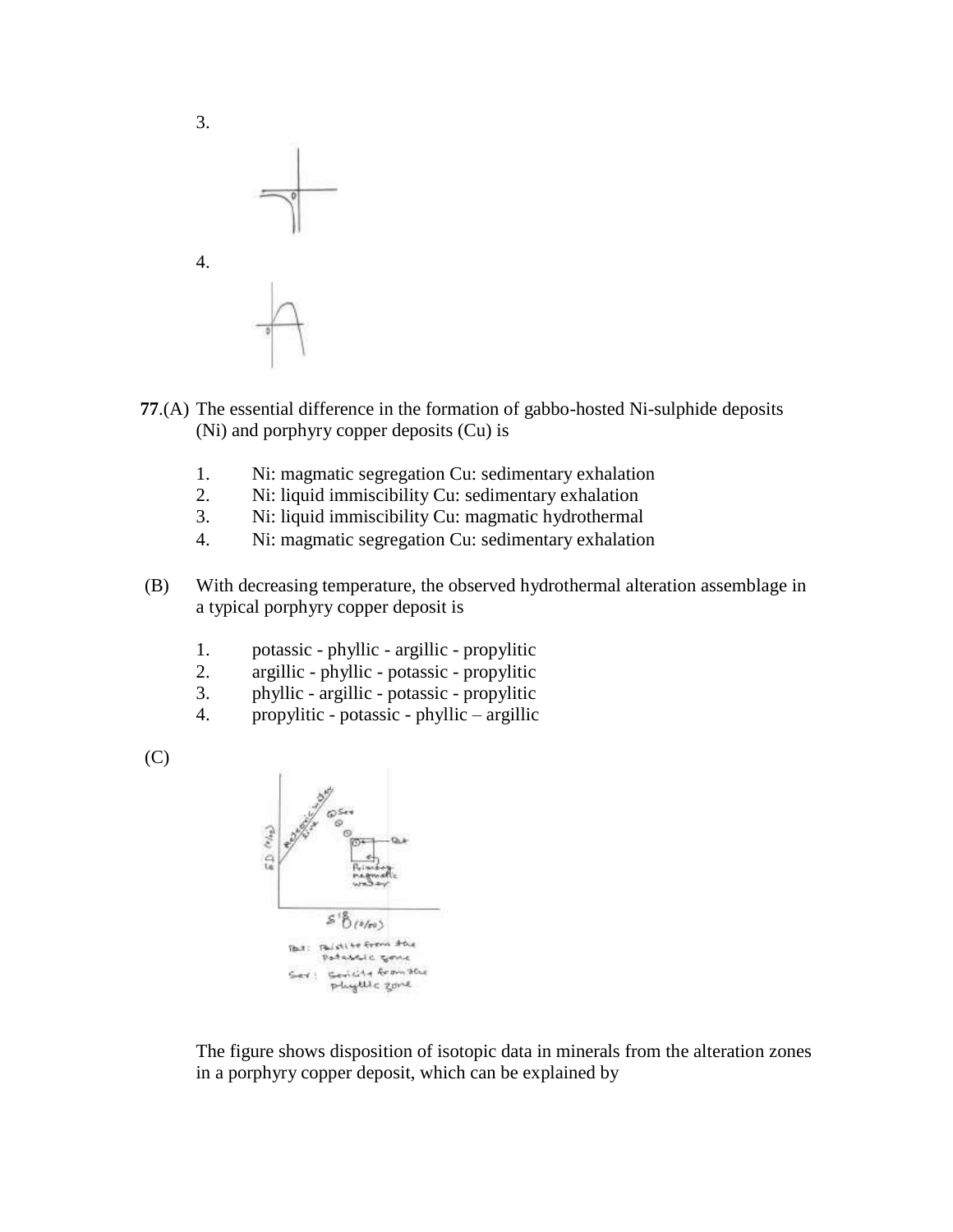3.

4.

**77**.(A) The essential difference in the formation of gabbo-hosted Ni-sulphide deposits (Ni) and porphyry copper deposits (Cu) is

1. Ni: magmatic segregation Cu: sedimentary exhalation
2. Ni: liquid immiscibility Cu: sedimentary exhalation
3. Ni: liquid immiscibility Cu: magmatic hydrothermal
4. Ni: magmatic segregation Cu: sedimentary exhalation

(B) With decreasing temperature, the observed hydrothermal alteration assemblage in a typical porphyry copper deposit is

1. potassic - phyllic - argillic - propylitic
2. argillic - phyllic - potassic - propylitic
3. phyllic - argillic - potassic - propylitic
4. propylitic - potassic - phyllic – argillic

(C)

The figure shows disposition of isotopic data in minerals from the alteration zones in a porphyry copper deposit, which can be explained by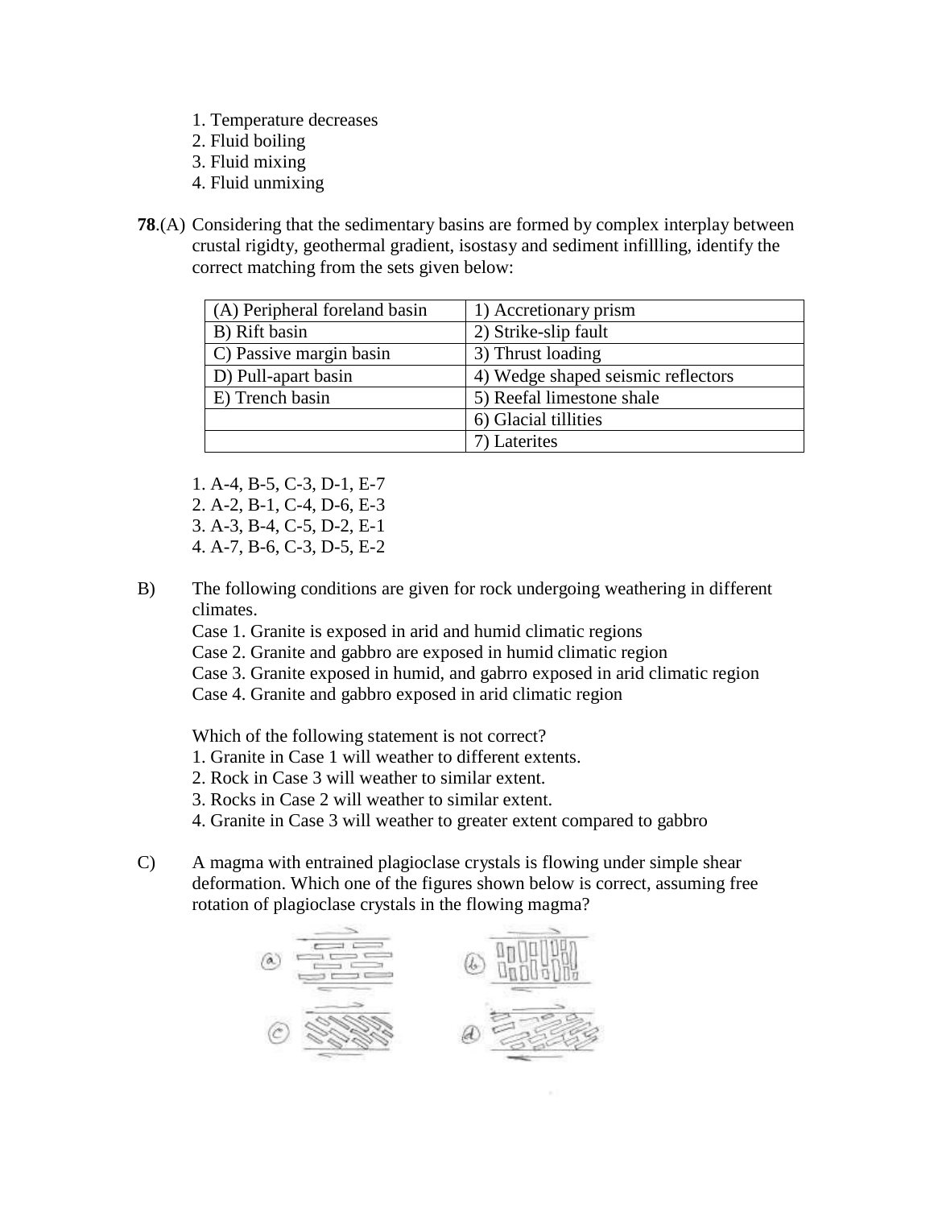1. Temperature decreases
2. Fluid boiling
3. Fluid mixing
4. Fluid unmixing

**78**.(A) Considering that the sedimentary basins are formed by complex interplay between crustal rigidty, geothermal gradient, isostasy and sediment infillling, identify the correct matching from the sets given below:

| (A) Peripheral foreland basin | 1) Accretionary prism |
|---|---|
| B) Rift basin | 2) Strike-slip fault |
| C) Passive margin basin | 3) Thrust loading |
| D) Pull-apart basin | 4) Wedge shaped seismic reflectors |
| E) Trench basin | 5) Reefal limestone shale |
| | 6) Glacial tillities |
| | 7) Laterites |

1. A-4, B-5, C-3, D-1, E-7
2. A-2, B-1, C-4, D-6, E-3
3. A-3, B-4, C-5, D-2, E-1
4. A-7, B-6, C-3, D-5, E-2

B) The following conditions are given for rock undergoing weathering in different climates.

Case 1. Granite is exposed in arid and humid climatic regions
Case 2. Granite and gabbro are exposed in humid climatic region
Case 3. Granite exposed in humid, and gabrro exposed in arid climatic region
Case 4. Granite and gabbro exposed in arid climatic region

Which of the following statement is not correct?
1. Granite in Case 1 will weather to different extents.
2. Rock in Case 3 will weather to similar extent.
3. Rocks in Case 2 will weather to similar extent.
4. Granite in Case 3 will weather to greater extent compared to gabbro

C) A magma with entrained plagioclase crystals is flowing under simple shear deformation. Which one of the figures shown below is correct, assuming free rotation of plagioclase crystals in the flowing magma?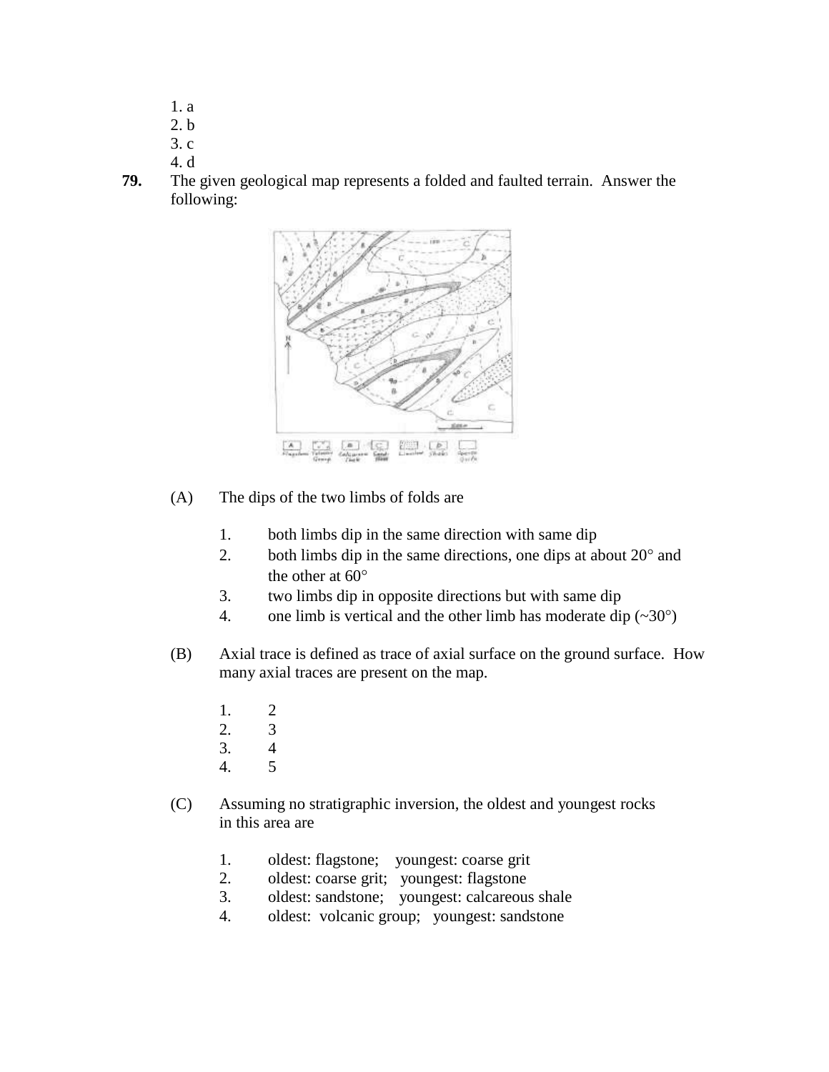1. a
2. b
3. c
4. d

**79.** The given geological map represents a folded and faulted terrain. Answer the following:

(A) The dips of the two limbs of folds are

1. both limbs dip in the same direction with same dip
2. both limbs dip in the same directions, one dips at about 20° and the other at 60°
3. two limbs dip in opposite directions but with same dip
4. one limb is vertical and the other limb has moderate dip (~30°)

(B) Axial trace is defined as trace of axial surface on the ground surface. How many axial traces are present on the map.

1. 2
2. 3
3. 4
4. 5

(C) Assuming no stratigraphic inversion, the oldest and youngest rocks in this area are

1. oldest: flagstone; youngest: coarse grit
2. oldest: coarse grit; youngest: flagstone
3. oldest: sandstone; youngest: calcareous shale
4. oldest: volcanic group; youngest: sandstone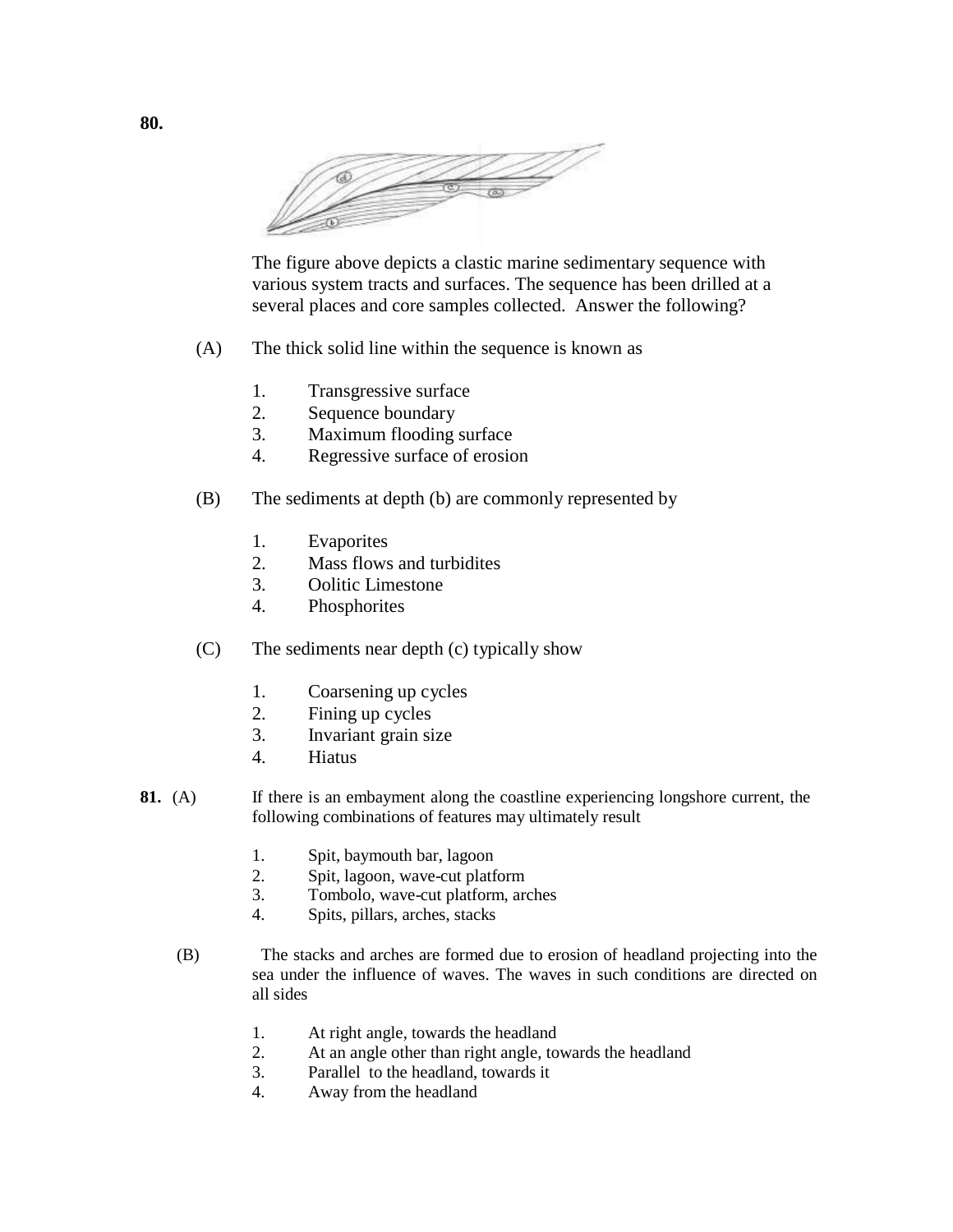**80.**

The figure above depicts a clastic marine sedimentary sequence with various system tracts and surfaces. The sequence has been drilled at a several places and core samples collected. Answer the following?

(A) The thick solid line within the sequence is known as

1. Transgressive surface
2. Sequence boundary
3. Maximum flooding surface
4. Regressive surface of erosion

(B) The sediments at depth (b) are commonly represented by

1. Evaporites
2. Mass flows and turbidites
3. Oolitic Limestone
4. Phosphorites

(C) The sediments near depth (c) typically show

1. Coarsening up cycles
2. Fining up cycles
3. Invariant grain size
4. Hiatus

**81.** (A) If there is an embayment along the coastline experiencing longshore current, the following combinations of features may ultimately result

1. Spit, baymouth bar, lagoon
2. Spit, lagoon, wave-cut platform
3. Tombolo, wave-cut platform, arches
4. Spits, pillars, arches, stacks

(B) The stacks and arches are formed due to erosion of headland projecting into the sea under the influence of waves. The waves in such conditions are directed on all sides

1. At right angle, towards the headland
2. At an angle other than right angle, towards the headland
3. Parallel to the headland, towards it
4. Away from the headland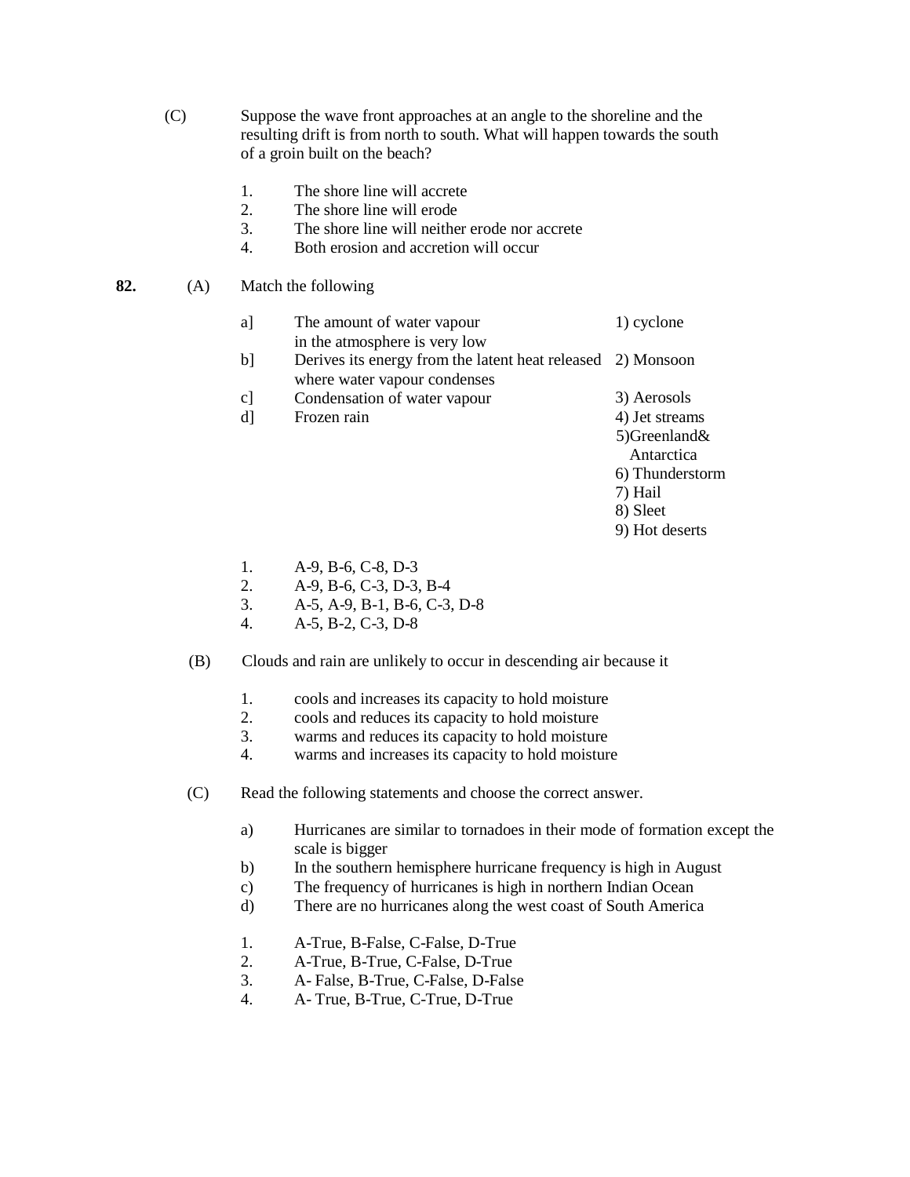(C) Suppose the wave front approaches at an angle to the shoreline and the resulting drift is from north to south. What will happen towards the south of a groin built on the beach?

1. The shore line will accrete
2. The shore line will erode
3. The shore line will neither erode nor accrete
4. Both erosion and accretion will occur

**82.** (A) Match the following

| | | |
|---|---|---|
| a] | The amount of water vapour in the atmosphere is very low | 1) cyclone |
| b] | Derives its energy from the latent heat released where water vapour condenses | 2) Monsoon |
| c] | Condensation of water vapour | 3) Aerosols |
| d] | Frozen rain | 4) Jet streams |
| | | 5) Greenland& Antarctica |
| | | 6) Thunderstorm |
| | | 7) Hail |
| | | 8) Sleet |
| | | 9) Hot deserts |

1. A-9, B-6, C-8, D-3
2. A-9, B-6, C-3, D-3, B-4
3. A-5, A-9, B-1, B-6, C-3, D-8
4. A-5, B-2, C-3, D-8

(B) Clouds and rain are unlikely to occur in descending air because it

1. cools and increases its capacity to hold moisture
2. cools and reduces its capacity to hold moisture
3. warms and reduces its capacity to hold moisture
4. warms and increases its capacity to hold moisture

(C) Read the following statements and choose the correct answer.

a) Hurricanes are similar to tornadoes in their mode of formation except the scale is bigger
b) In the southern hemisphere hurricane frequency is high in August
c) The frequency of hurricanes is high in northern Indian Ocean
d) There are no hurricanes along the west coast of South America

1. A-True, B-False, C-False, D-True
2. A-True, B-True, C-False, D-True
3. A- False, B-True, C-False, D-False
4. A- True, B-True, C-True, D-True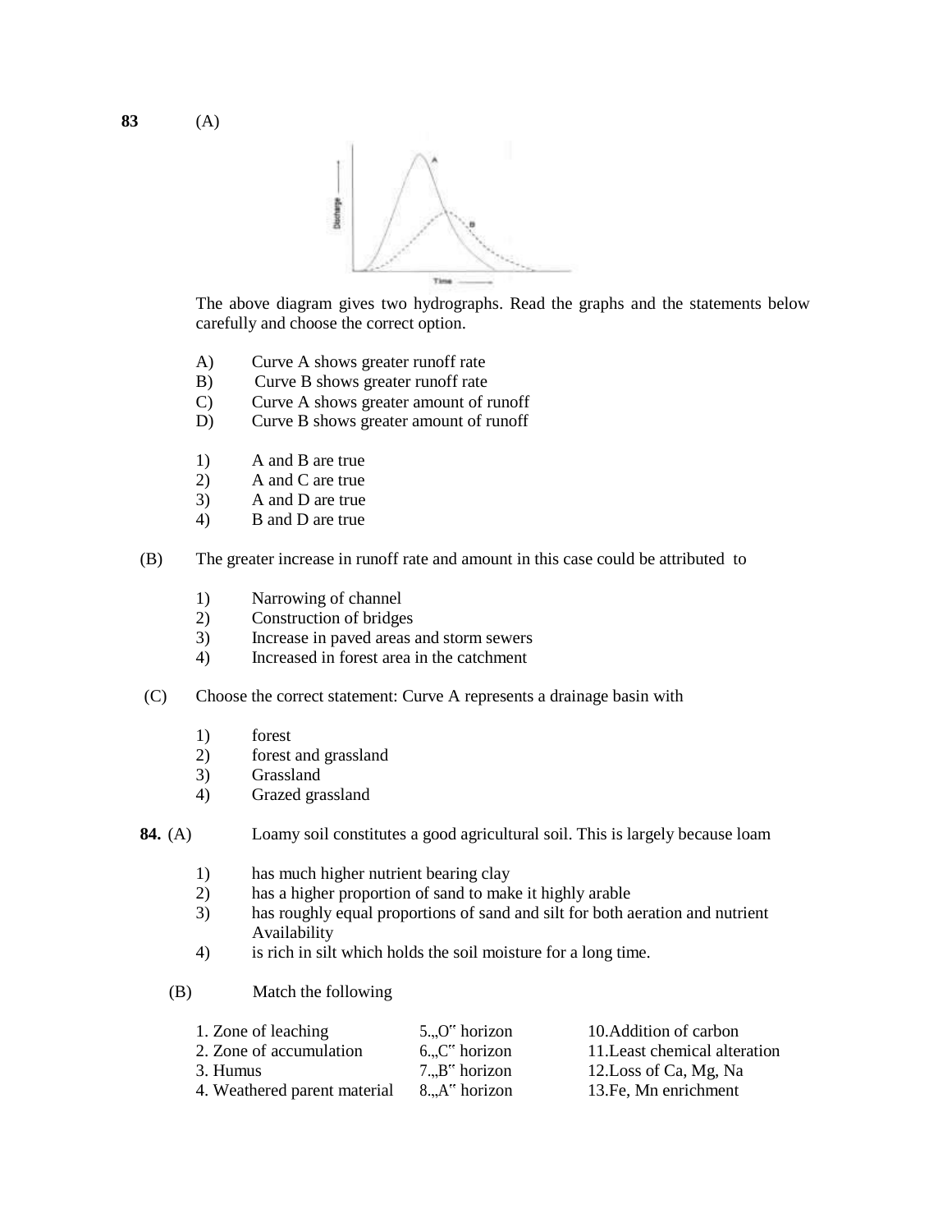**83** (A)

The above diagram gives two hydrographs. Read the graphs and the statements below carefully and choose the correct option.

A) Curve A shows greater runoff rate
B) Curve B shows greater runoff rate
C) Curve A shows greater amount of runoff
D) Curve B shows greater amount of runoff

1) A and B are true
2) A and C are true
3) A and D are true
4) B and D are true

(B) The greater increase in runoff rate and amount in this case could be attributed to

1) Narrowing of channel
2) Construction of bridges
3) Increase in paved areas and storm sewers
4) Increased in forest area in the catchment

(C) Choose the correct statement: Curve A represents a drainage basin with

1) forest
2) forest and grassland
3) Grassland
4) Grazed grassland

**84.** (A) Loamy soil constitutes a good agricultural soil. This is largely because loam

1) has much higher nutrient bearing clay
2) has a higher proportion of sand to make it highly arable
3) has roughly equal proportions of sand and silt for both aeration and nutrient Availability
4) is rich in silt which holds the soil moisture for a long time.

(B) Match the following

| | | |
|---|---|---|
| 1. Zone of leaching | 5.„O" horizon | 10.Addition of carbon |
| 2. Zone of accumulation | 6.„C" horizon | 11.Least chemical alteration |
| 3. Humus | 7.„B" horizon | 12.Loss of Ca, Mg, Na |
| 4. Weathered parent material | 8.„A" horizon | 13.Fe, Mn enrichment |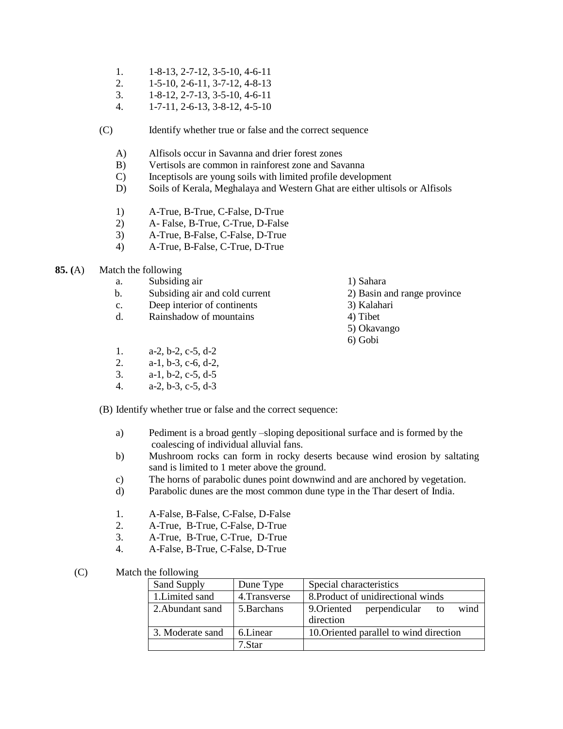1. 1-8-13, 2-7-12, 3-5-10, 4-6-11
2. 1-5-10, 2-6-11, 3-7-12, 4-8-13
3. 1-8-12, 2-7-13, 3-5-10, 4-6-11
4. 1-7-11, 2-6-13, 3-8-12, 4-5-10

(C) Identify whether true or false and the correct sequence

A) Alfisols occur in Savanna and drier forest zones
B) Vertisols are common in rainforest zone and Savanna
C) Inceptisols are young soils with limited profile development
D) Soils of Kerala, Meghalaya and Western Ghat are either ultisols or Alfisols

1) A-True, B-True, C-False, D-True
2) A- False, B-True, C-True, D-False
3) A-True, B-False, C-False, D-True
4) A-True, B-False, C-True, D-True

**85. (**A) Match the following

| | | |
|---|---|---|
| a. | Subsiding air | 1) Sahara |
| b. | Subsiding air and cold current | 2) Basin and range province |
| c. | Deep interior of continents | 3) Kalahari |
| d. | Rainshadow of mountains | 4) Tibet |
| | | 5) Okavango |
| | | 6) Gobi |

1. a-2, b-2, c-5, d-2
2. a-1, b-3, c-6, d-2,
3. a-1, b-2, c-5, d-5
4. a-2, b-3, c-5, d-3

(B) Identify whether true or false and the correct sequence:

a) Pediment is a broad gently –sloping depositional surface and is formed by the coalescing of individual alluvial fans.
b) Mushroom rocks can form in rocky deserts because wind erosion by saltating sand is limited to 1 meter above the ground.
c) The horns of parabolic dunes point downwind and are anchored by vegetation.
d) Parabolic dunes are the most common dune type in the Thar desert of India.

1. A-False, B-False, C-False, D-False
2. A-True, B-True, C-False, D-True
3. A-True, B-True, C-True, D-True
4. A-False, B-True, C-False, D-True

(C) Match the following

| Sand Supply | Dune Type | Special characteristics |
|---|---|---|
| 1.Limited sand | 4.Transverse | 8.Product of unidirectional winds |
| 2.Abundant sand | 5.Barchans | 9.Oriented perpendicular to wind direction |
| 3. Moderate sand | 6.Linear | 10.Oriented parallel to wind direction |
| | 7.Star | |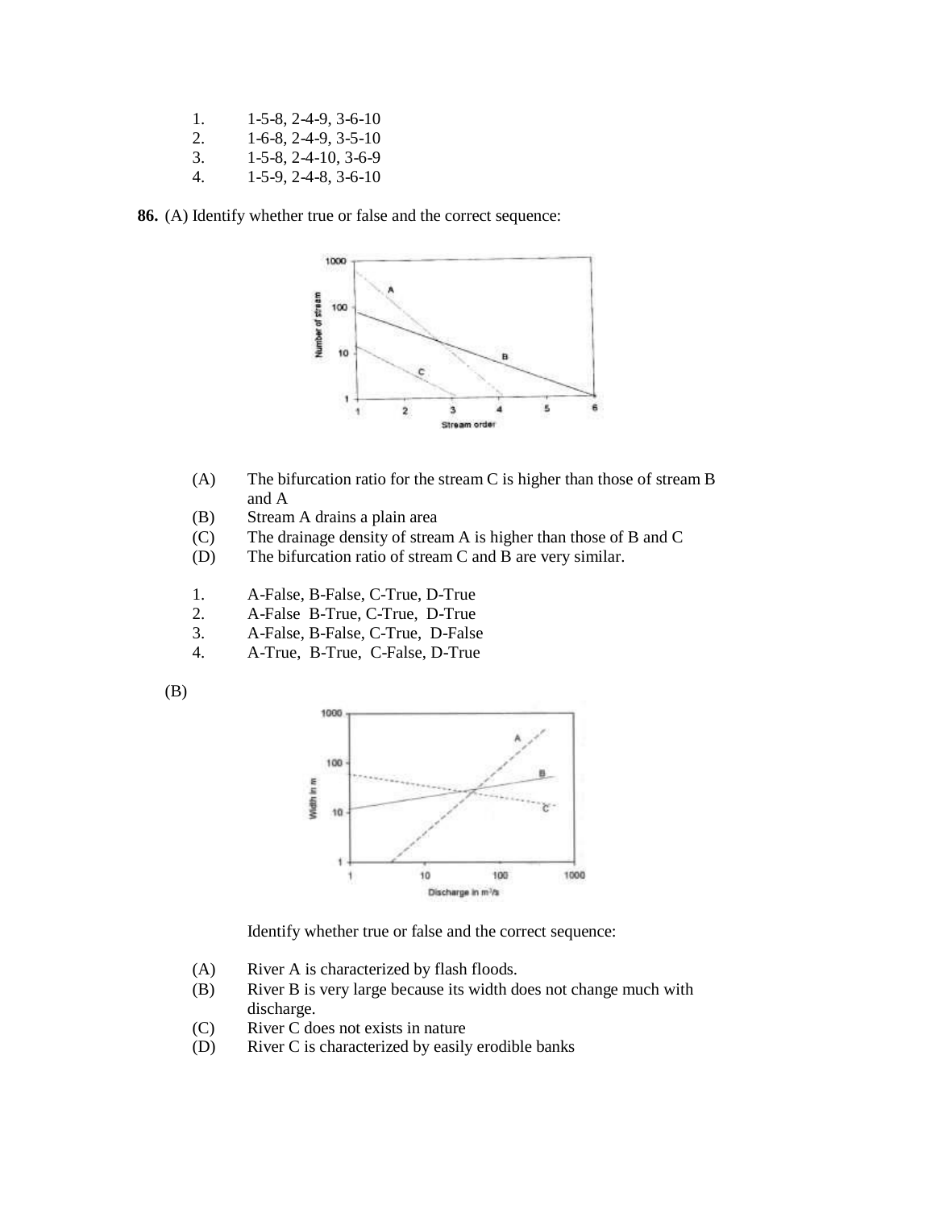1. 1-5-8, 2-4-9, 3-6-10
2. 1-6-8, 2-4-9, 3-5-10
3. 1-5-8, 2-4-10, 3-6-9
4. 1-5-9, 2-4-8, 3-6-10

**86.** (A) Identify whether true or false and the correct sequence:

(A) The bifurcation ratio for the stream C is higher than those of stream B and A

(B) Stream A drains a plain area

(C) The drainage density of stream A is higher than those of B and C

(D) The bifurcation ratio of stream C and B are very similar.

1. A-False, B-False, C-True, D-True
2. A-False B-True, C-True, D-True
3. A-False, B-False, C-True, D-False
4. A-True, B-True, C-False, D-True

(B)

Identify whether true or false and the correct sequence:

(A) River A is characterized by flash floods.

(B) River B is very large because its width does not change much with discharge.

(C) River C does not exists in nature

(D) River C is characterized by easily erodible banks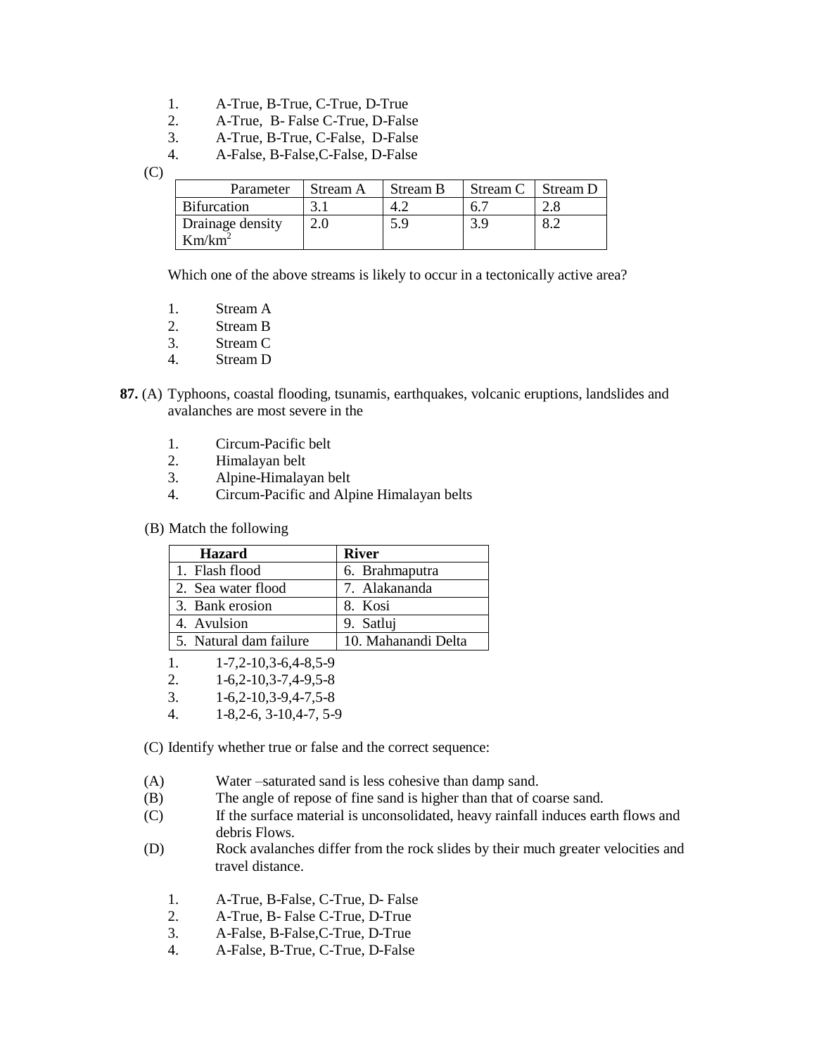1. A-True, B-True, C-True, D-True
2. A-True, B- False C-True, D-False
3. A-True, B-True, C-False, D-False
4. A-False, B-False,C-False, D-False

(C)

| Parameter | Stream A | Stream B | Stream C | Stream D |
|---|---|---|---|---|
| Bifurcation | 3.1 | 4.2 | 6.7 | 2.8 |
| Drainage density Km/km$^2$ | 2.0 | 5.9 | 3.9 | 8.2 |

Which one of the above streams is likely to occur in a tectonically active area?

1. Stream A
2. Stream B
3. Stream C
4. Stream D

**87.** (A) Typhoons, coastal flooding, tsunamis, earthquakes, volcanic eruptions, landslides and avalanches are most severe in the

1. Circum-Pacific belt
2. Himalayan belt
3. Alpine-Himalayan belt
4. Circum-Pacific and Alpine Himalayan belts

(B) Match the following

| Hazard | River |
|---|---|
| 1. Flash flood | 6. Brahmaputra |
| 2. Sea water flood | 7. Alakananda |
| 3. Bank erosion | 8. Kosi |
| 4. Avulsion | 9. Satluj |
| 5. Natural dam failure | 10. Mahanandi Delta |

1. 1-7,2-10,3-6,4-8,5-9
2. 1-6,2-10,3-7,4-9,5-8
3. 1-6,2-10,3-9,4-7,5-8
4. 1-8,2-6, 3-10,4-7, 5-9

(C) Identify whether true or false and the correct sequence:

(A) Water –saturated sand is less cohesive than damp sand.
(B) The angle of repose of fine sand is higher than that of coarse sand.
(C) If the surface material is unconsolidated, heavy rainfall induces earth flows and debris Flows.
(D) Rock avalanches differ from the rock slides by their much greater velocities and travel distance.

1. A-True, B-False, C-True, D- False
2. A-True, B- False C-True, D-True
3. A-False, B-False,C-True, D-True
4. A-False, B-True, C-True, D-False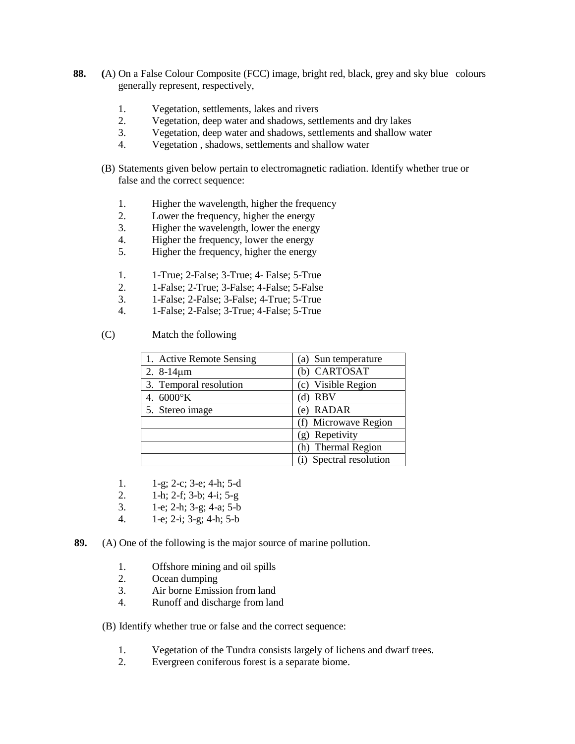**88.** **(**A) On a False Colour Composite (FCC) image, bright red, black, grey and sky blue colours generally represent, respectively,

1. Vegetation, settlements, lakes and rivers
2. Vegetation, deep water and shadows, settlements and dry lakes
3. Vegetation, deep water and shadows, settlements and shallow water
4. Vegetation , shadows, settlements and shallow water

(B) Statements given below pertain to electromagnetic radiation. Identify whether true or false and the correct sequence:

1. Higher the wavelength, higher the frequency
2. Lower the frequency, higher the energy
3. Higher the wavelength, lower the energy
4. Higher the frequency, lower the energy
5. Higher the frequency, higher the energy

1. 1-True; 2-False; 3-True; 4- False; 5-True
2. 1-False; 2-True; 3-False; 4-False; 5-False
3. 1-False; 2-False; 3-False; 4-True; 5-True
4. 1-False; 2-False; 3-True; 4-False; 5-True

(C) Match the following

| | |
|---|---|
| 1. Active Remote Sensing | (a) Sun temperature |
| 2. 8-14μm | (b) CARTOSAT |
| 3. Temporal resolution | (c) Visible Region |
| 4. 6000°K | (d) RBV |
| 5. Stereo image | (e) RADAR |
| | (f) Microwave Region |
| | (g) Repetivity |
| | (h) Thermal Region |
| | (i) Spectral resolution |

1. 1-g; 2-c; 3-e; 4-h; 5-d
2. 1-h; 2-f; 3-b; 4-i; 5-g
3. 1-e; 2-h; 3-g; 4-a; 5-b
4. 1-e; 2-i; 3-g; 4-h; 5-b

**89.** (A) One of the following is the major source of marine pollution.

1. Offshore mining and oil spills
2. Ocean dumping
3. Air borne Emission from land
4. Runoff and discharge from land

(B) Identify whether true or false and the correct sequence:

1. Vegetation of the Tundra consists largely of lichens and dwarf trees.
2. Evergreen coniferous forest is a separate biome.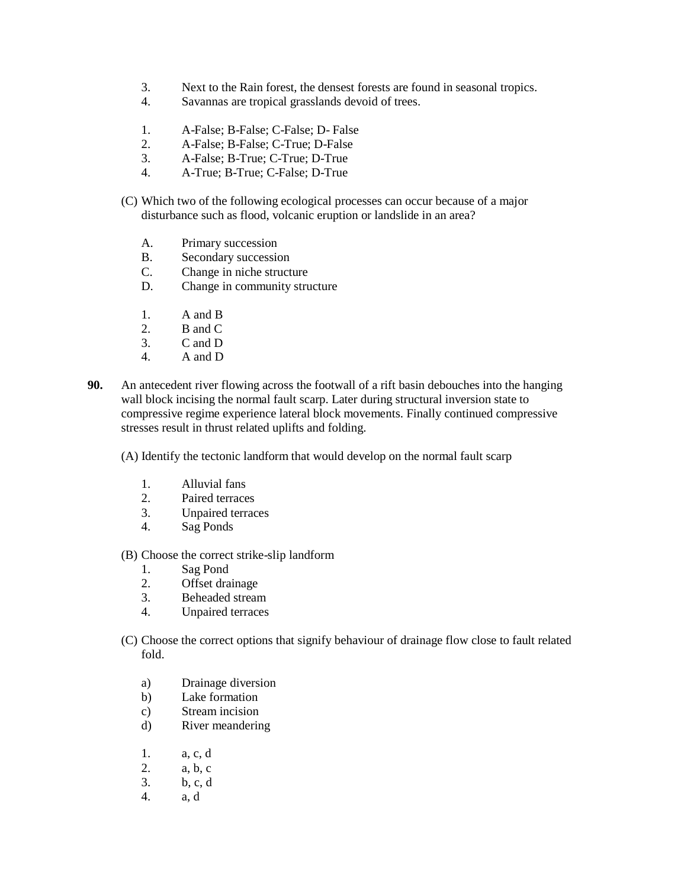3. Next to the Rain forest, the densest forests are found in seasonal tropics.
4. Savannas are tropical grasslands devoid of trees.

1. A-False; B-False; C-False; D- False
2. A-False; B-False; C-True; D-False
3. A-False; B-True; C-True; D-True
4. A-True; B-True; C-False; D-True

(C) Which two of the following ecological processes can occur because of a major disturbance such as flood, volcanic eruption or landslide in an area?

A. Primary succession
B. Secondary succession
C. Change in niche structure
D. Change in community structure

1. A and B
2. B and C
3. C and D
4. A and D

**90.** An antecedent river flowing across the footwall of a rift basin debouches into the hanging wall block incising the normal fault scarp. Later during structural inversion state to compressive regime experience lateral block movements. Finally continued compressive stresses result in thrust related uplifts and folding.

(A) Identify the tectonic landform that would develop on the normal fault scarp

1. Alluvial fans
2. Paired terraces
3. Unpaired terraces
4. Sag Ponds

(B) Choose the correct strike-slip landform

1. Sag Pond
2. Offset drainage
3. Beheaded stream
4. Unpaired terraces

(C) Choose the correct options that signify behaviour of drainage flow close to fault related fold.

a) Drainage diversion
b) Lake formation
c) Stream incision
d) River meandering

1. a, c, d
2. a, b, c
3. b, c, d
4. a, d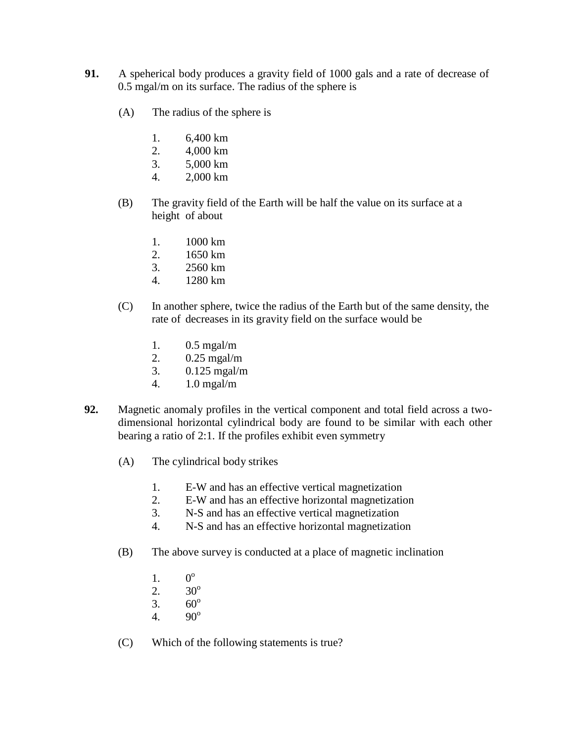**91.** A speherical body produces a gravity field of 1000 gals and a rate of decrease of 0.5 mgal/m on its surface. The radius of the sphere is

(A) The radius of the sphere is

1. 6,400 km
2. 4,000 km
3. 5,000 km
4. 2,000 km

(B) The gravity field of the Earth will be half the value on its surface at a height of about

1. 1000 km
2. 1650 km
3. 2560 km
4. 1280 km

(C) In another sphere, twice the radius of the Earth but of the same density, the rate of decreases in its gravity field on the surface would be

1. 0.5 mgal/m
2. 0.25 mgal/m
3. 0.125 mgal/m
4. 1.0 mgal/m

**92.** Magnetic anomaly profiles in the vertical component and total field across a two-dimensional horizontal cylindrical body are found to be similar with each other bearing a ratio of 2:1. If the profiles exhibit even symmetry

(A) The cylindrical body strikes

1. E-W and has an effective vertical magnetization
2. E-W and has an effective horizontal magnetization
3. N-S and has an effective vertical magnetization
4. N-S and has an effective horizontal magnetization

(B) The above survey is conducted at a place of magnetic inclination

1. $0^o$
2. $30^o$
3. $60^o$
4. $90^o$

(C) Which of the following statements is true?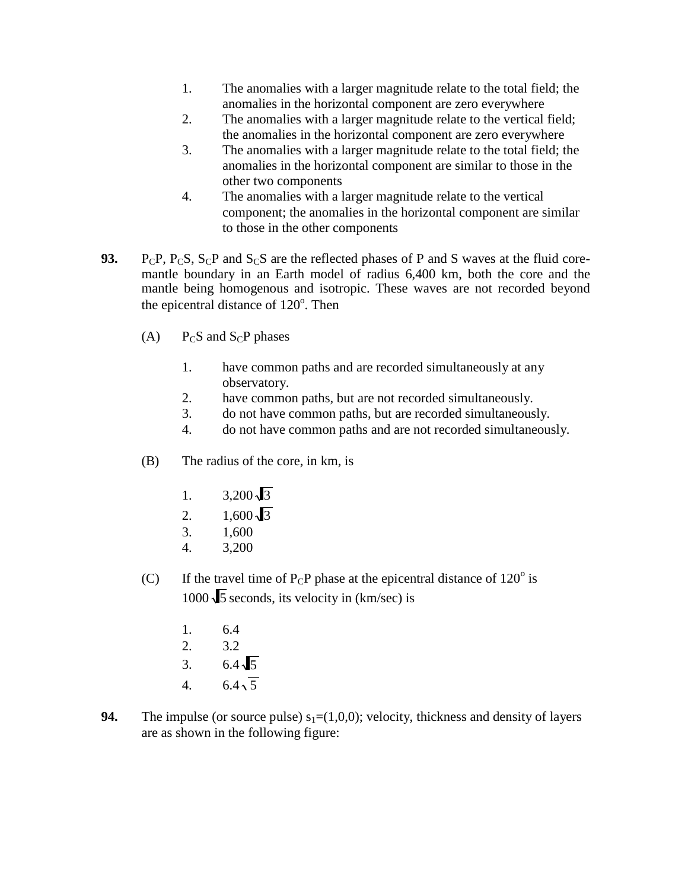1. The anomalies with a larger magnitude relate to the total field; the anomalies in the horizontal component are zero everywhere
2. The anomalies with a larger magnitude relate to the vertical field; the anomalies in the horizontal component are zero everywhere
3. The anomalies with a larger magnitude relate to the total field; the anomalies in the horizontal component are similar to those in the other two components
4. The anomalies with a larger magnitude relate to the vertical component; the anomalies in the horizontal component are similar to those in the other components

**93.** $P_CP$, $P_CS$, $S_CP$ and $S_CS$ are the reflected phases of P and S waves at the fluid core-mantle boundary in an Earth model of radius 6,400 km, both the core and the mantle being homogenous and isotropic. These waves are not recorded beyond the epicentral distance of $120^o$. Then

(A) $P_CS$ and $S_CP$ phases

1. have common paths and are recorded simultaneously at any observatory.
2. have common paths, but are not recorded simultaneously.
3. do not have common paths, but are recorded simultaneously.
4. do not have common paths and are not recorded simultaneously.

(B) The radius of the core, in km, is

1. $3{,}200\sqrt{3}$
2. $1{,}600\sqrt{3}$
3. 1,600
4. 3,200

(C) If the travel time of $P_CP$ phase at the epicentral distance of $120^o$ is $1000\sqrt{5}$ seconds, its velocity in (km/sec) is

1. 6.4
2. 3.2
3. $6.4\sqrt{5}$
4. $6.4\sqrt{5}$

**94.** The impulse (or source pulse) $s_1$=(1,0,0); velocity, thickness and density of layers are as shown in the following figure: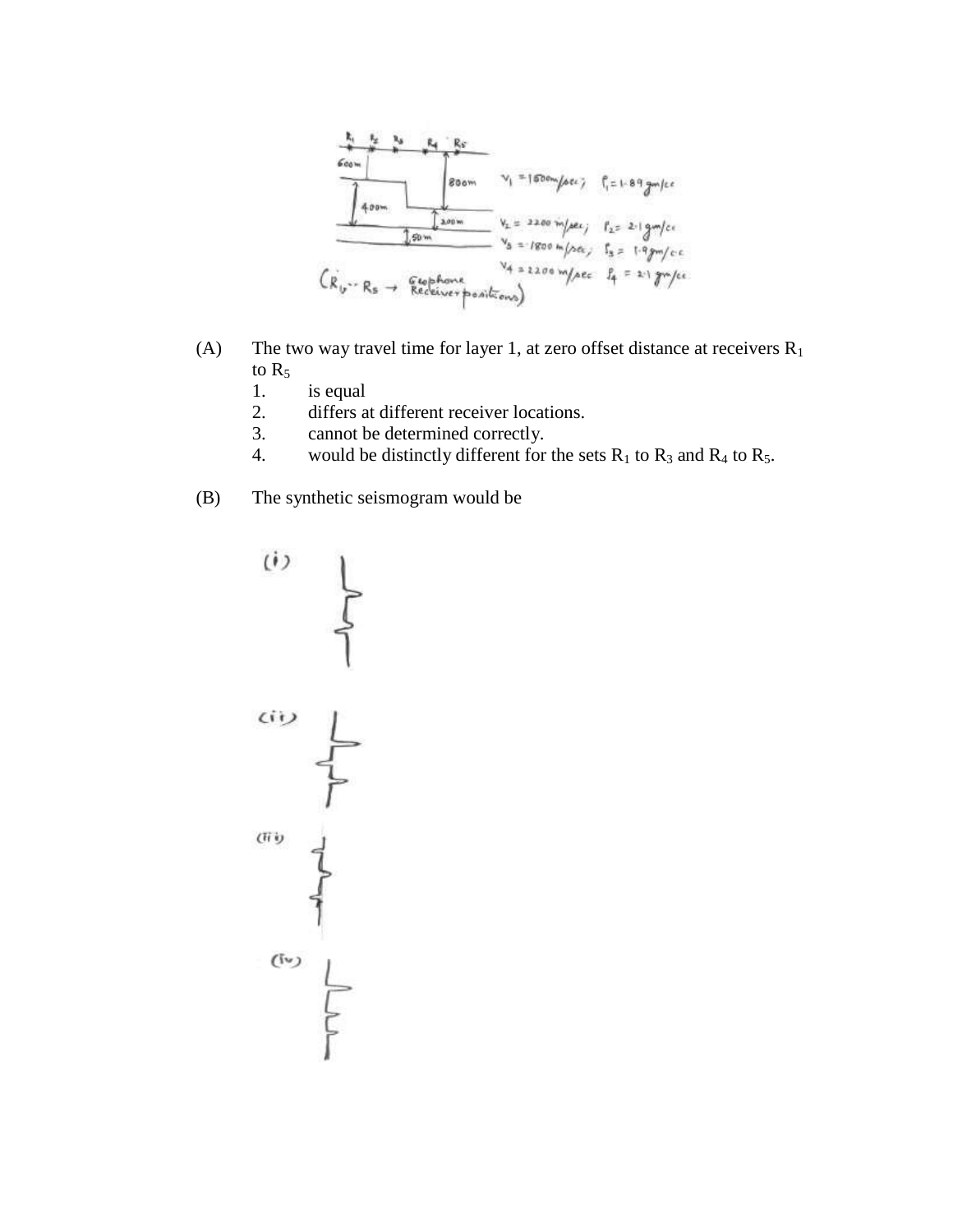(A) The two way travel time for layer 1, at zero offset distance at receivers $R_1$ to $R_5$

1. is equal
2. differs at different receiver locations.
3. cannot be determined correctly.
4. would be distinctly different for the sets $R_1$ to $R_3$ and $R_4$ to $R_5$.

(B) The synthetic seismogram would be

(i)

(ii)

(iii)

(iv)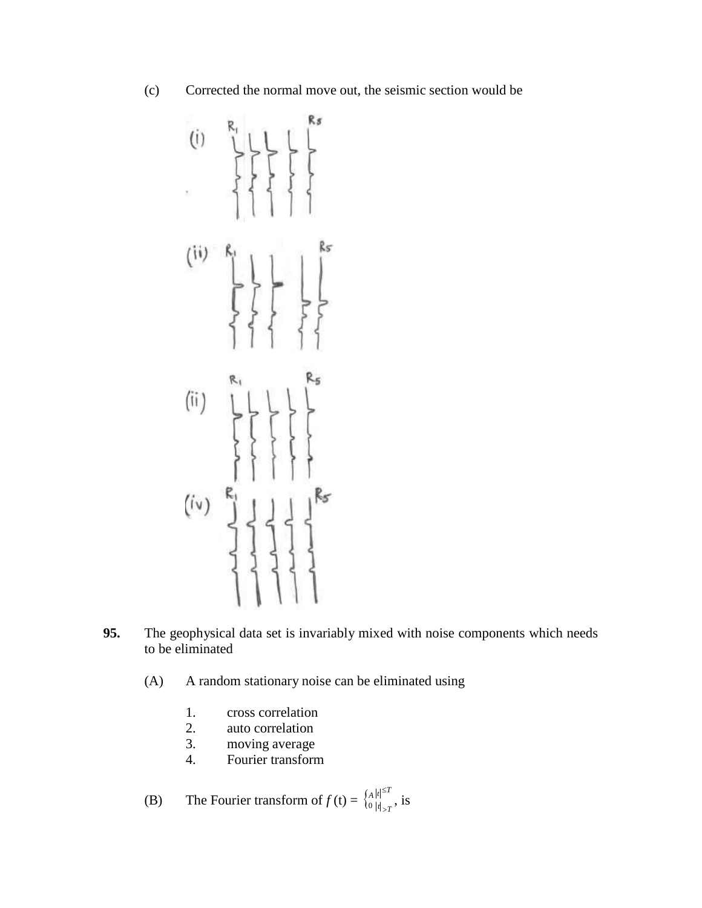(c) Corrected the normal move out, the seismic section would be

(i)

(ii)

(ii)

(iv)

**95.** The geophysical data set is invariably mixed with noise components which needs to be eliminated

(A) A random stationary noise can be eliminated using

1. cross correlation
2. auto correlation
3. moving average
4. Fourier transform

(B) The Fourier transform of $f(t) = \begin{cases} A & |t| \leq T \\ 0 & |t| > T \end{cases}$, is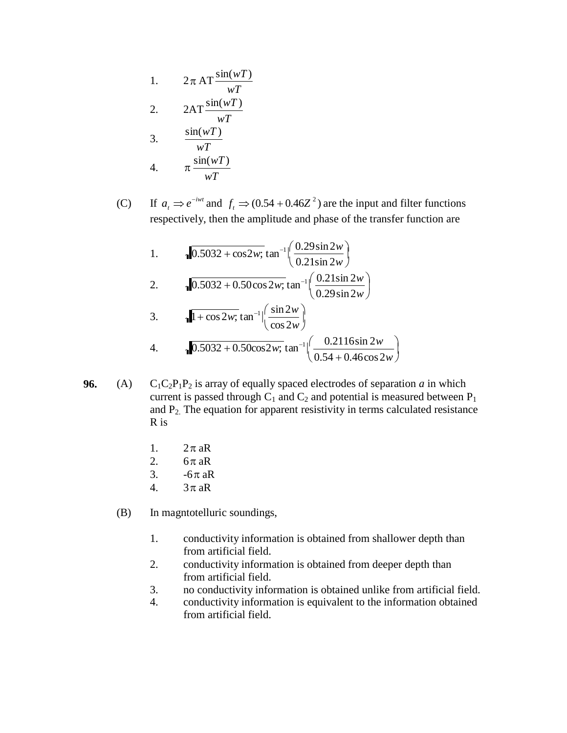1. $2\pi \, \mathrm{AT} \dfrac{\sin(wT)}{wT}$
2. $2\mathrm{AT} \dfrac{\sin(wT)}{wT}$
3. $\dfrac{\sin(wT)}{wT}$
4. $\pi \dfrac{\sin(wT)}{wT}$

(C) If $a_t \Rightarrow e^{-iwt}$ and $f_t \Rightarrow (0.54 + 0.46Z^2)$ are the input and filter functions respectively, then the amplitude and phase of the transfer function are

1. $\sqrt{0.5032 + \cos 2w};\ \tan^{-1}\left(\dfrac{0.29\sin 2w}{0.21\sin 2w}\right)$
2. $\sqrt{0.5032 + 0.50\cos 2w};\ \tan^{-1}\left(\dfrac{0.21\sin 2w}{0.29\sin 2w}\right)$
3. $\sqrt{1 + \cos 2w};\ \tan^{-1}\left(\dfrac{\sin 2w}{\cos 2w}\right)$
4. $\sqrt{0.5032 + 0.50\cos 2w};\ \tan^{-1}\left(\dfrac{0.2116\sin 2w}{0.54 + 0.46\cos 2w}\right)$

**96.** (A) $C_1C_2P_1P_2$ is array of equally spaced electrodes of separation *a* in which current is passed through $C_1$ and $C_2$ and potential is measured between $P_1$ and $P_2$. The equation for apparent resistivity in terms calculated resistance R is

1. $2\pi$ aR
2. $6\pi$ aR
3. $-6\pi$ aR
4. $3\pi$ aR

(B) In magntotelluric soundings,

1. conductivity information is obtained from shallower depth than from artificial field.
2. conductivity information is obtained from deeper depth than from artificial field.
3. no conductivity information is obtained unlike from artificial field.
4. conductivity information is equivalent to the information obtained from artificial field.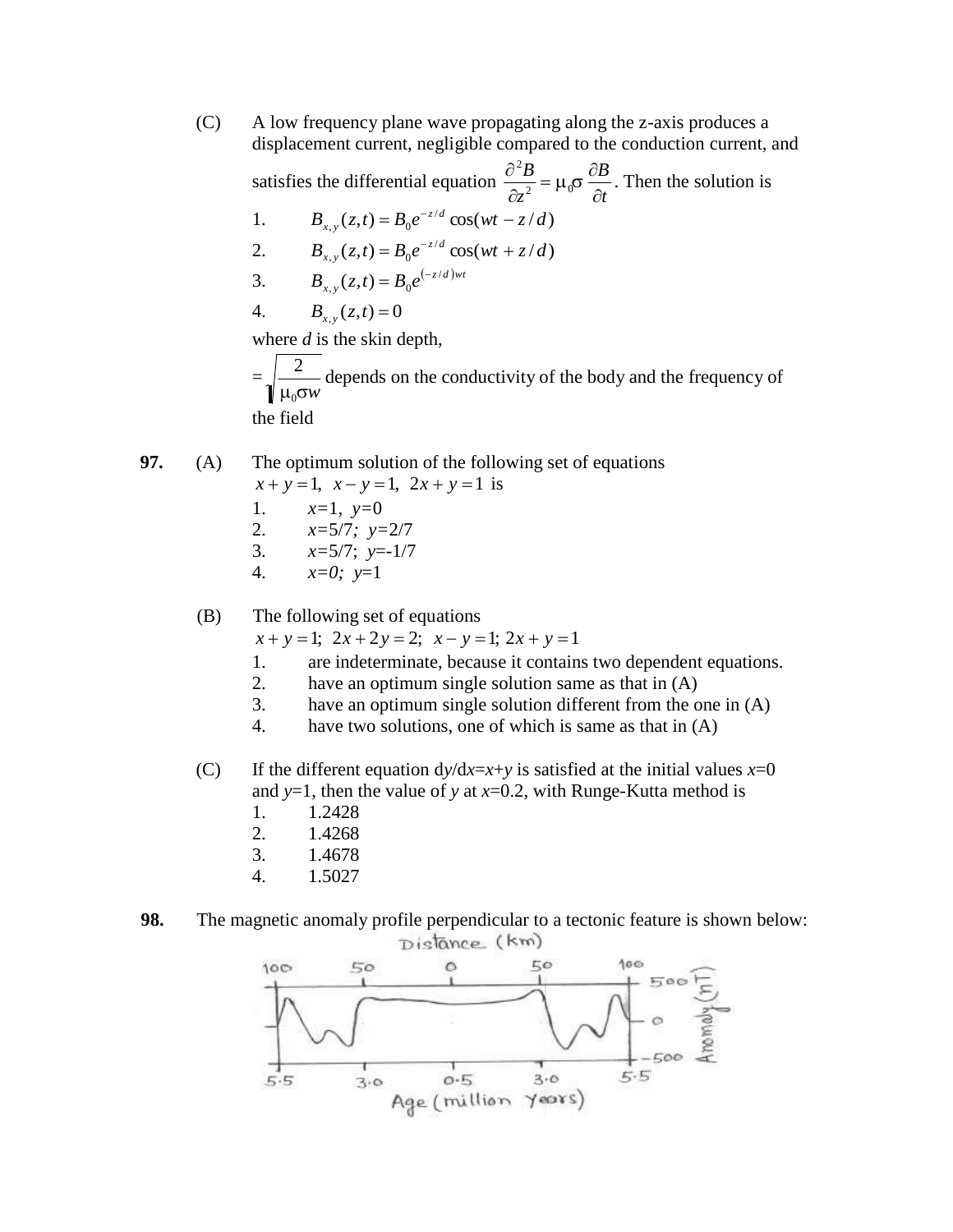(C) A low frequency plane wave propagating along the z-axis produces a displacement current, negligible compared to the conduction current, and satisfies the differential equation $\frac{\partial^2 B}{\partial z^2} = \mu_0 \sigma \frac{\partial B}{\partial t}$. Then the solution is

1. $B_{x,y}(z,t) = B_0 e^{-z/d} \cos(wt - z/d)$
2. $B_{x,y}(z,t) = B_0 e^{-z/d} \cos(wt + z/d)$
3. $B_{x,y}(z,t) = B_0 e^{(-z/d)wt}$
4. $B_{x,y}(z,t) = 0$

where *d* is the skin depth,

$= \sqrt{\frac{2}{\mu_0 \sigma w}}$ depends on the conductivity of the body and the frequency of the field

**97.** (A) The optimum solution of the following set of equations $x + y = 1,\ \ x - y = 1,\ \ 2x + y = 1$ is

1. $x$=1, $y$=0
2. $x$=5/7; $y$=2/7
3. $x$=5/7; $y$=-1/7
4. $x$=0; $y$=1

(B) The following set of equations $x + y = 1;\ \ 2x + 2y = 2;\ \ x - y = 1;\ 2x + y = 1$

1. are indeterminate, because it contains two dependent equations.
2. have an optimum single solution same as that in (A)
3. have an optimum single solution different from the one in (A)
4. have two solutions, one of which is same as that in (A)

(C) If the different equation d$y$/d$x$=$x$+$y$ is satisfied at the initial values $x$=0 and $y$=1, then the value of $y$ at $x$=0.2, with Runge-Kutta method is

1. 1.2428
2. 1.4268
3. 1.4678
4. 1.5027

**98.** The magnetic anomaly profile perpendicular to a tectonic feature is shown below: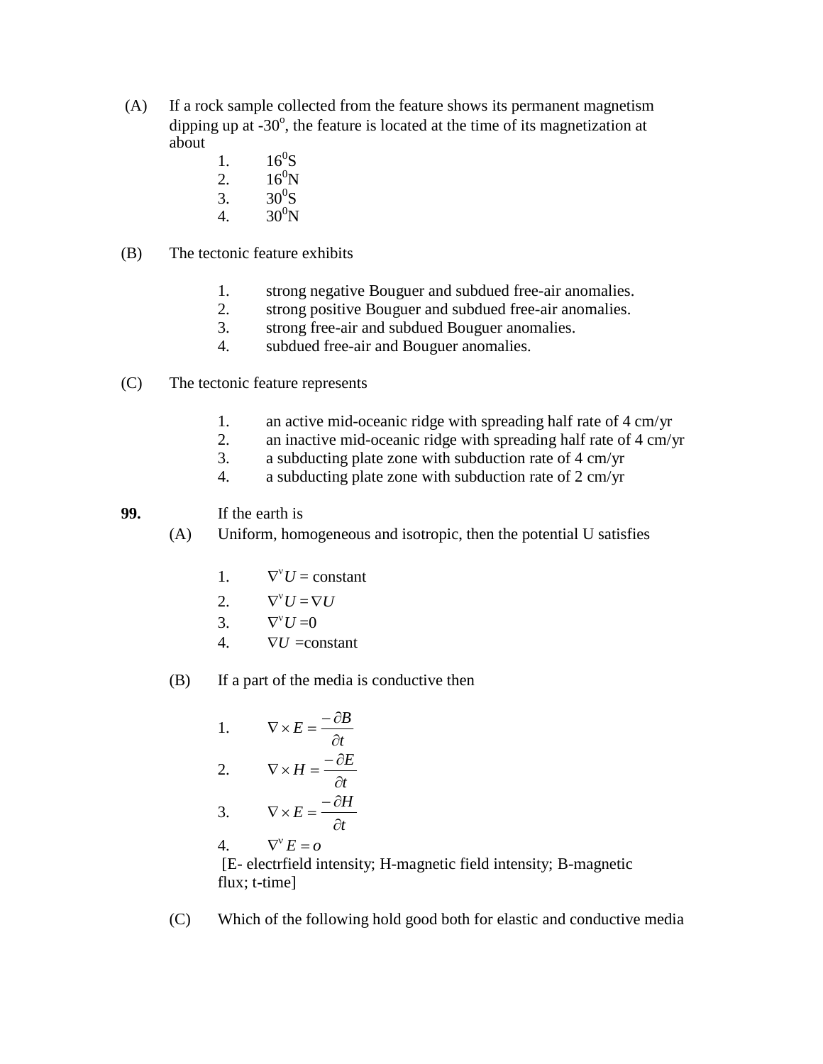(A) If a rock sample collected from the feature shows its permanent magnetism dipping up at -30°, the feature is located at the time of its magnetization at about

1. $16^0$S
2. $16^0$N
3. $30^0$S
4. $30^0$N

(B) The tectonic feature exhibits

1. strong negative Bouguer and subdued free-air anomalies.
2. strong positive Bouguer and subdued free-air anomalies.
3. strong free-air and subdued Bouguer anomalies.
4. subdued free-air and Bouguer anomalies.

(C) The tectonic feature represents

1. an active mid-oceanic ridge with spreading half rate of 4 cm/yr
2. an inactive mid-oceanic ridge with spreading half rate of 4 cm/yr
3. a subducting plate zone with subduction rate of 4 cm/yr
4. a subducting plate zone with subduction rate of 2 cm/yr

**99.** If the earth is

(A) Uniform, homogeneous and isotropic, then the potential U satisfies

1. $\nabla^{v} U$ = constant
2. $\nabla^{v} U = \nabla U$
3. $\nabla^{v} U$ =0
4. $\nabla U$ =constant

(B) If a part of the media is conductive then

1. $\nabla \times E = \dfrac{-\partial B}{\partial t}$
2. $\nabla \times H = \dfrac{-\partial E}{\partial t}$
3. $\nabla \times E = \dfrac{-\partial H}{\partial t}$
4. $\nabla^{v} E = o$

[E- electrfield intensity; H-magnetic field intensity; B-magnetic flux; t-time]

(C) Which of the following hold good both for elastic and conductive media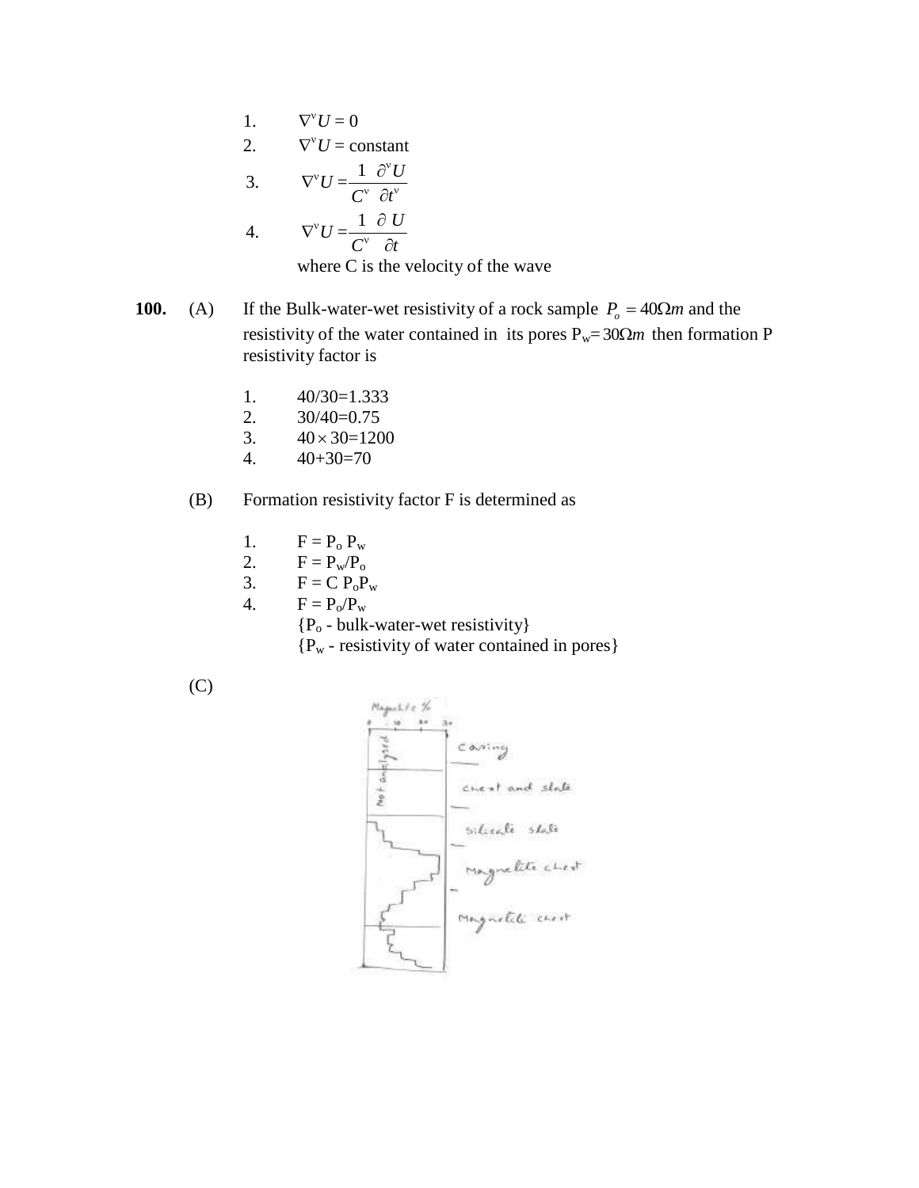1. $\nabla^{v} U = 0$
2. $\nabla^{v} U =$ constant
3. $\nabla^{v} U = \dfrac{1}{C^{v}} \dfrac{\partial^{v} U}{\partial t^{v}}$
4. $\nabla^{v} U = \dfrac{1}{C^{v}} \dfrac{\partial U}{\partial t}$

where C is the velocity of the wave

**100.** (A) If the Bulk-water-wet resistivity of a rock sample $P_o = 40\Omega m$ and the resistivity of the water contained in its pores $P_w = 30\Omega m$ then formation P resistivity factor is

1. 40/30=1.333
2. 30/40=0.75
3. $40 \times 30 = 1200$
4. 40+30=70

(B) Formation resistivity factor F is determined as

1. $F = P_o P_w$
2. $F = P_w / P_o$
3. $F = C P_o P_w$
4. $F = P_o / P_w$

{$P_o$ - bulk-water-wet resistivity}
{$P_w$ - resistivity of water contained in pores}

(C)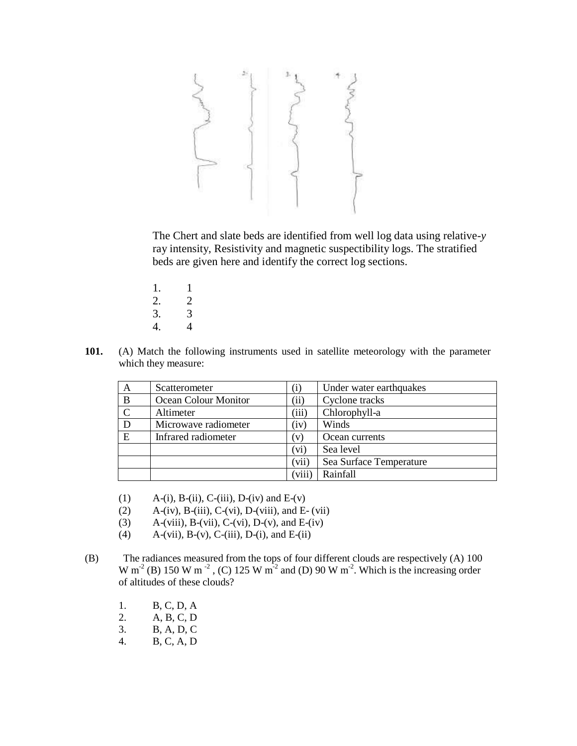The Chert and slate beds are identified from well log data using relative-*γ* ray intensity, Resistivity and magnetic suspectibility logs. The stratified beds are given here and identify the correct log sections.

1. 1
2. 2
3. 3
4. 4

**101.** (A) Match the following instruments used in satellite meteorology with the parameter which they measure:

| A | Scatterometer | (i) | Under water earthquakes |
|---|---|---|---|
| B | Ocean Colour Monitor | (ii) | Cyclone tracks |
| C | Altimeter | (iii) | Chlorophyll-a |
| D | Microwave radiometer | (iv) | Winds |
| E | Infrared radiometer | (v) | Ocean currents |
| | | (vi) | Sea level |
| | | (vii) | Sea Surface Temperature |
| | | (viii) | Rainfall |

(1) A-(i), B-(ii), C-(iii), D-(iv) and E-(v)
(2) A-(iv), B-(iii), C-(vi), D-(viii), and E- (vii)
(3) A-(viii), B-(vii), C-(vi), D-(v), and E-(iv)
(4) A-(vii), B-(v), C-(iii), D-(i), and E-(ii)

(B) The radiances measured from the tops of four different clouds are respectively (A) 100 W $m^{-2}$ (B) 150 W $m^{-2}$, (C) 125 W $m^{-2}$ and (D) 90 W $m^{-2}$. Which is the increasing order of altitudes of these clouds?

1. B, C, D, A
2. A, B, C, D
3. B, A, D, C
4. B, C, A, D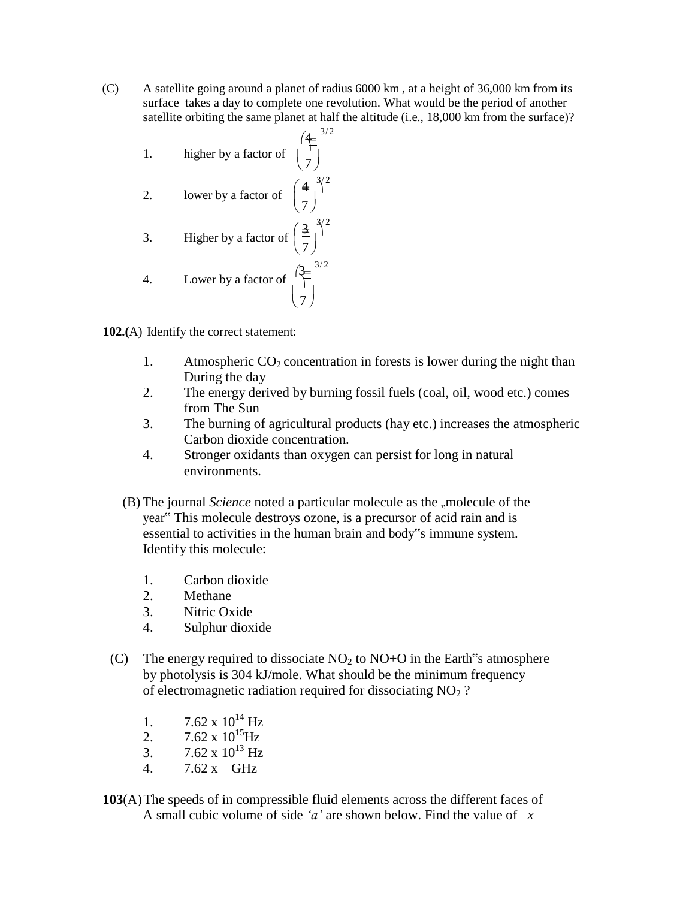(C) A satellite going around a planet of radius 6000 km , at a height of 36,000 km from its surface takes a day to complete one revolution. What would be the period of another satellite orbiting the same planet at half the altitude (i.e., 18,000 km from the surface)?

1. higher by a factor of $\left(\frac{4}{7}\right)^{3/2}$
2. lower by a factor of $\left(\frac{4}{7}\right)^{3/2}$
3. Higher by a factor of $\left(\frac{3}{7}\right)^{3/2}$
4. Lower by a factor of $\left(\frac{3}{7}\right)^{3/2}$

**102.(**A) Identify the correct statement:

1. Atmospheric $CO_2$ concentration in forests is lower during the night than During the day
2. The energy derived by burning fossil fuels (coal, oil, wood etc.) comes from The Sun
3. The burning of agricultural products (hay etc.) increases the atmospheric Carbon dioxide concentration.
4. Stronger oxidants than oxygen can persist for long in natural environments.

(B) The journal *Science* noted a particular molecule as the „molecule of the year" This molecule destroys ozone, is a precursor of acid rain and is essential to activities in the human brain and body"s immune system. Identify this molecule:

1. Carbon dioxide
2. Methane
3. Nitric Oxide
4. Sulphur dioxide

(C) The energy required to dissociate $NO_2$ to NO+O in the Earth"s atmosphere by photolysis is 304 kJ/mole. What should be the minimum frequency of electromagnetic radiation required for dissociating $NO_2$ ?

1. $7.62 \times 10^{14}$ Hz
2. $7.62 \times 10^{15}$Hz
3. $7.62 \times 10^{13}$ Hz
4. 7.62 x GHz

**103**(A) The speeds of in compressible fluid elements across the different faces of A small cubic volume of side *'a'* are shown below. Find the value of $x$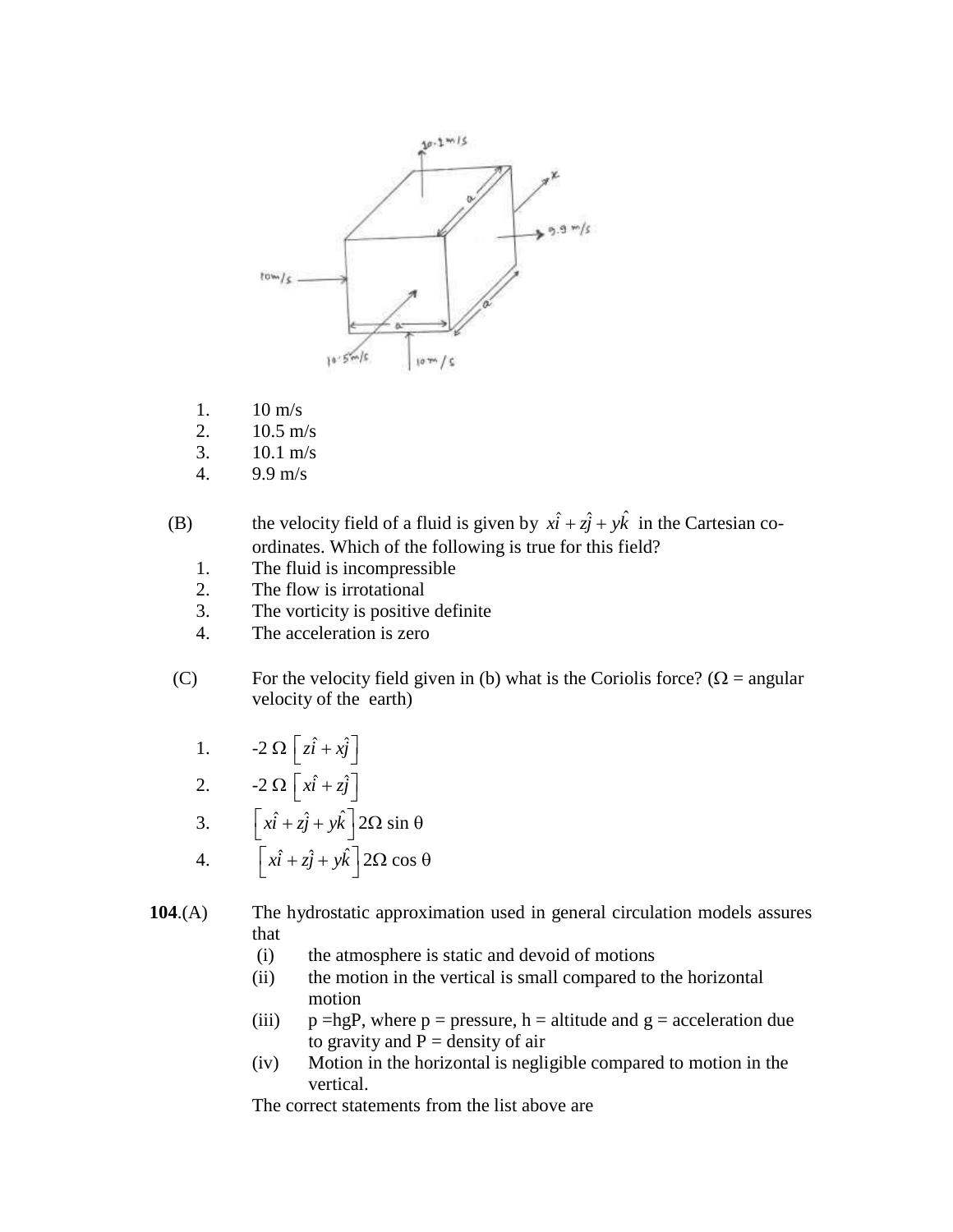1. 10 m/s
2. 10.5 m/s
3. 10.1 m/s
4. 9.9 m/s

(B) the velocity field of a fluid is given by $x\hat{i} + z\hat{j} + y\hat{k}$ in the Cartesian co-ordinates. Which of the following is true for this field?

1. The fluid is incompressible
2. The flow is irrotational
3. The vorticity is positive definite
4. The acceleration is zero

(C) For the velocity field given in (b) what is the Coriolis force? ($\Omega$ = angular velocity of the earth)

1. $-2\,\Omega\left[z\hat{i} + x\hat{j}\right]$
2. $-2\,\Omega\left[x\hat{i} + z\hat{j}\right]$
3. $\left[x\hat{i} + z\hat{j} + y\hat{k}\right]2\Omega\sin\theta$
4. $\left[x\hat{i} + z\hat{j} + y\hat{k}\right]2\Omega\cos\theta$

**104**.(A) The hydrostatic approximation used in general circulation models assures that

(i) the atmosphere is static and devoid of motions

(ii) the motion in the vertical is small compared to the horizontal motion

(iii) p =hgP, where p = pressure, h = altitude and g = acceleration due to gravity and P = density of air

(iv) Motion in the horizontal is negligible compared to motion in the vertical.

The correct statements from the list above are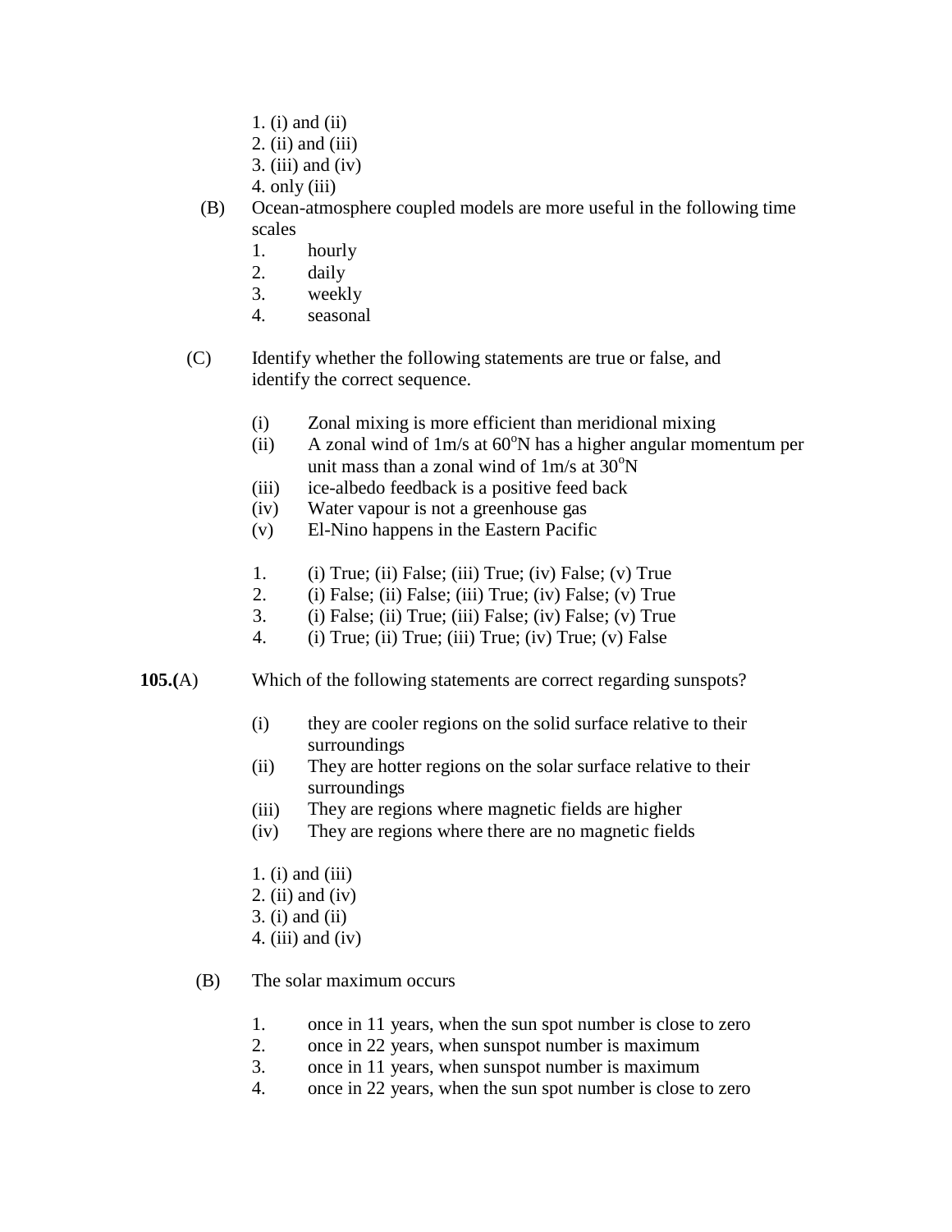1. (i) and (ii)
2. (ii) and (iii)
3. (iii) and (iv)
4. only (iii)

(B) Ocean-atmosphere coupled models are more useful in the following time scales

1. hourly
2. daily
3. weekly
4. seasonal

(C) Identify whether the following statements are true or false, and identify the correct sequence.

(i) Zonal mixing is more efficient than meridional mixing
(ii) A zonal wind of 1m/s at $60^o$N has a higher angular momentum per unit mass than a zonal wind of 1m/s at $30^o$N
(iii) ice-albedo feedback is a positive feed back
(iv) Water vapour is not a greenhouse gas
(v) El-Nino happens in the Eastern Pacific

1. (i) True; (ii) False; (iii) True; (iv) False; (v) True
2. (i) False; (ii) False; (iii) True; (iv) False; (v) True
3. (i) False; (ii) True; (iii) False; (iv) False; (v) True
4. (i) True; (ii) True; (iii) True; (iv) True; (v) False

**105.(**A) Which of the following statements are correct regarding sunspots?

(i) they are cooler regions on the solid surface relative to their surroundings
(ii) They are hotter regions on the solar surface relative to their surroundings
(iii) They are regions where magnetic fields are higher
(iv) They are regions where there are no magnetic fields

1. (i) and (iii)
2. (ii) and (iv)
3. (i) and (ii)
4. (iii) and (iv)

(B) The solar maximum occurs

1. once in 11 years, when the sun spot number is close to zero
2. once in 22 years, when sunspot number is maximum
3. once in 11 years, when sunspot number is maximum
4. once in 22 years, when the sun spot number is close to zero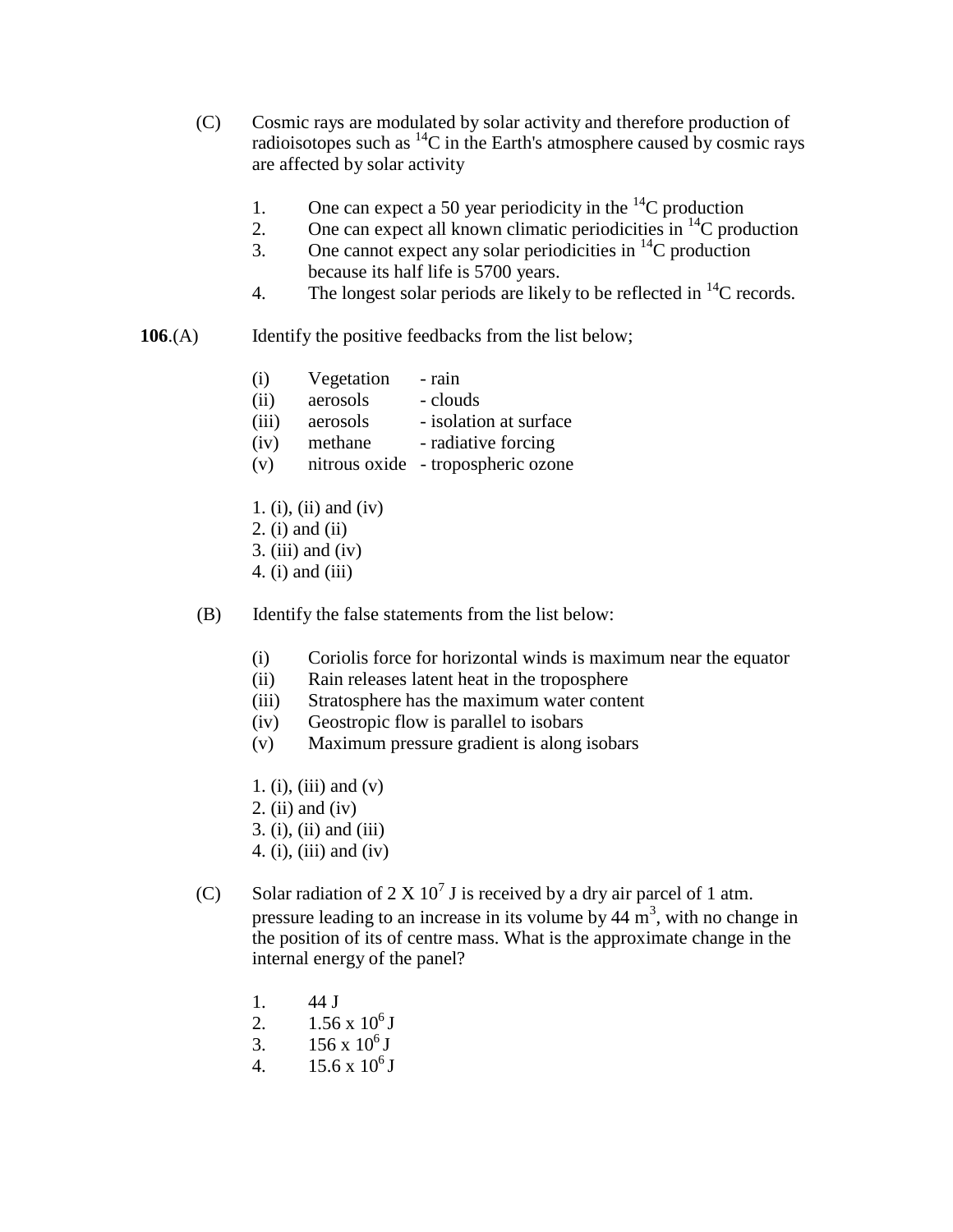(C) Cosmic rays are modulated by solar activity and therefore production of radioisotopes such as $^{14}C$ in the Earth's atmosphere caused by cosmic rays are affected by solar activity

1. One can expect a 50 year periodicity in the $^{14}C$ production
2. One can expect all known climatic periodicities in $^{14}C$ production
3. One cannot expect any solar periodicities in $^{14}C$ production because its half life is 5700 years.
4. The longest solar periods are likely to be reflected in $^{14}C$ records.

**106**.(A) Identify the positive feedbacks from the list below;

| | | |
|---|---|---|
| (i) | Vegetation | - rain |
| (ii) | aerosols | - clouds |
| (iii) | aerosols | - isolation at surface |
| (iv) | methane | - radiative forcing |
| (v) | nitrous oxide | - tropospheric ozone |

1. (i), (ii) and (iv)
2. (i) and (ii)
3. (iii) and (iv)
4. (i) and (iii)

(B) Identify the false statements from the list below:

(i) Coriolis force for horizontal winds is maximum near the equator
(ii) Rain releases latent heat in the troposphere
(iii) Stratosphere has the maximum water content
(iv) Geostropic flow is parallel to isobars
(v) Maximum pressure gradient is along isobars

1. (i), (iii) and (v)
2. (ii) and (iv)
3. (i), (ii) and (iii)
4. (i), (iii) and (iv)

(C) Solar radiation of $2 \text{ X } 10^7$ J is received by a dry air parcel of 1 atm. pressure leading to an increase in its volume by 44 $m^3$, with no change in the position of its of centre mass. What is the approximate change in the internal energy of the panel?

1. 44 J
2. $1.56 \text{ x } 10^6$ J
3. $156 \text{ x } 10^6$ J
4. $15.6 \text{ x } 10^6$ J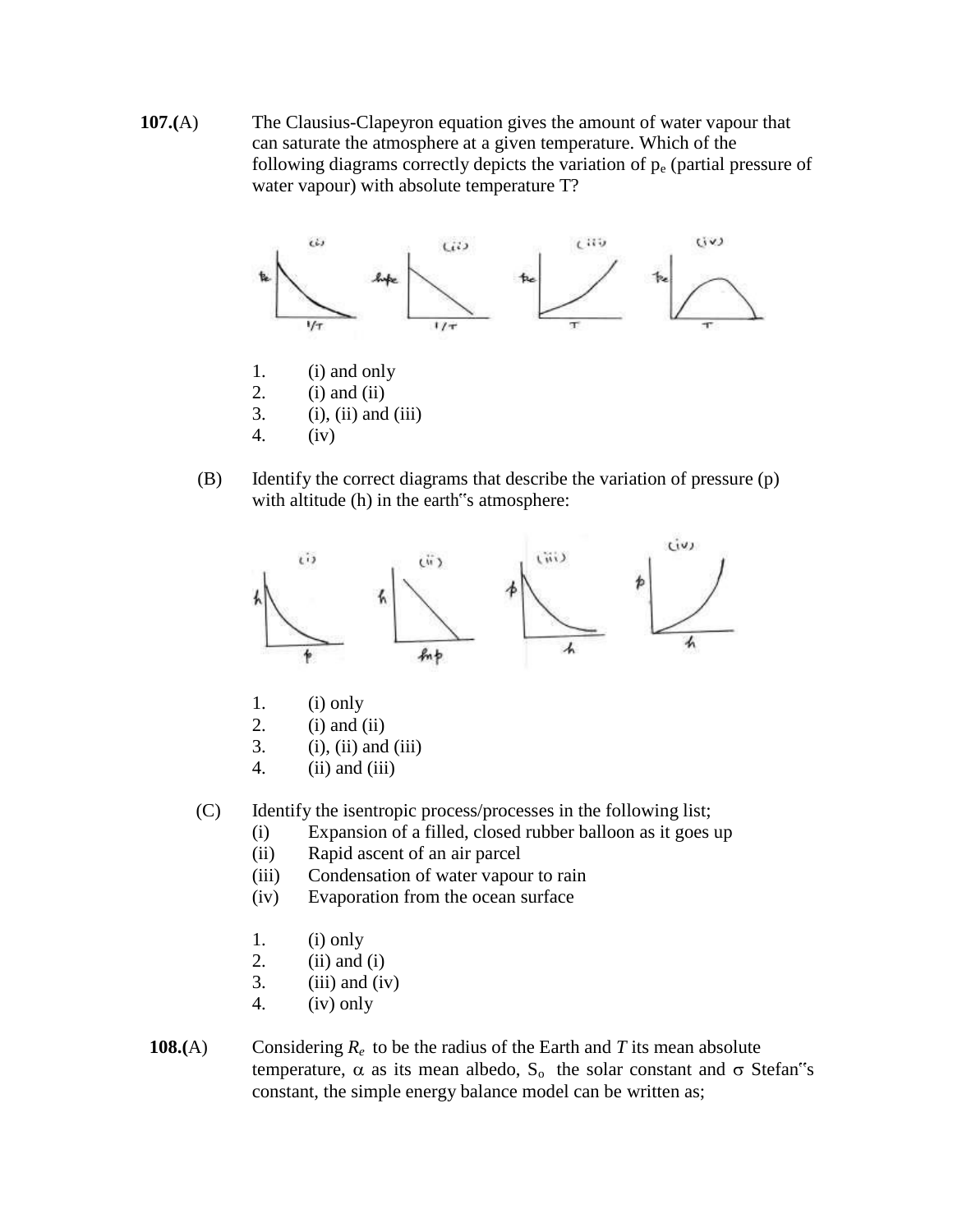**107.**(A) The Clausius-Clapeyron equation gives the amount of water vapour that can saturate the atmosphere at a given temperature. Which of the following diagrams correctly depicts the variation of $p_e$ (partial pressure of water vapour) with absolute temperature T?

1. (i) and only
2. (i) and (ii)
3. (i), (ii) and (iii)
4. (iv)

(B) Identify the correct diagrams that describe the variation of pressure (p) with altitude (h) in the earth‟s atmosphere:

1. (i) only
2. (i) and (ii)
3. (i), (ii) and (iii)
4. (ii) and (iii)

(C) Identify the isentropic process/processes in the following list;

(i) Expansion of a filled, closed rubber balloon as it goes up
(ii) Rapid ascent of an air parcel
(iii) Condensation of water vapour to rain
(iv) Evaporation from the ocean surface

1. (i) only
2. (ii) and (i)
3. (iii) and (iv)
4. (iv) only

**108.**(A) Considering $R_e$ to be the radius of the Earth and $T$ its mean absolute temperature, $\alpha$ as its mean albedo, $S_o$ the solar constant and $\sigma$ Stefan‟s constant, the simple energy balance model can be written as;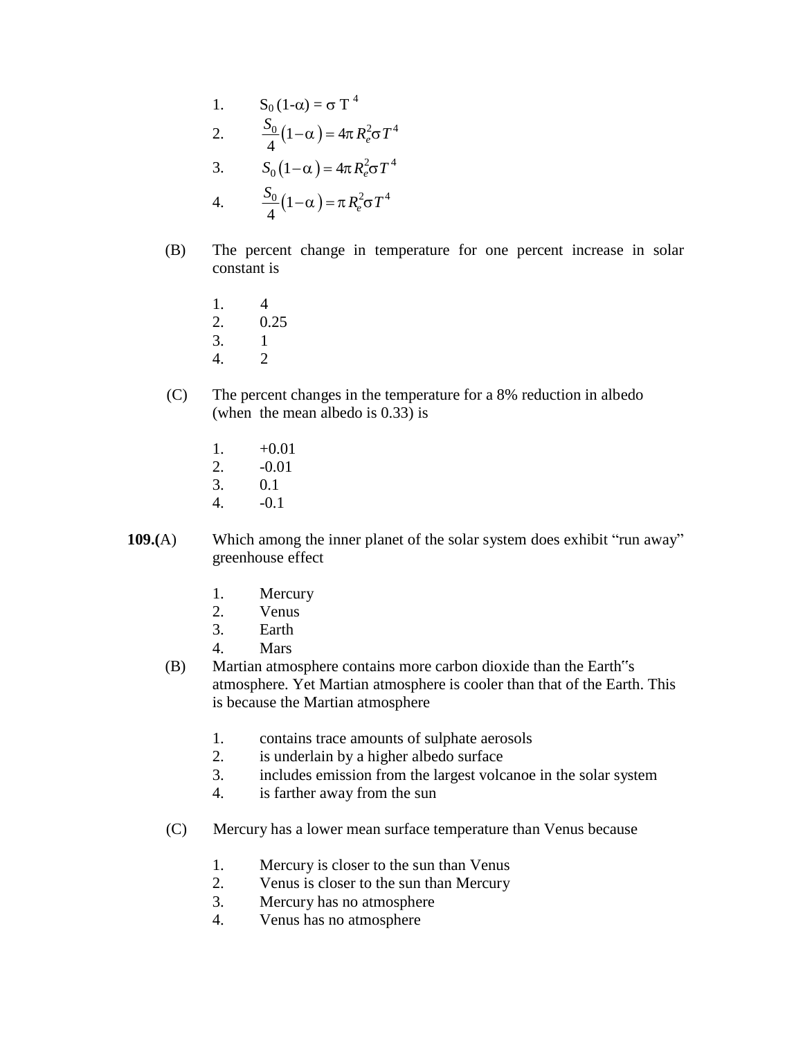1. $S_0 (1-\alpha) = \sigma T^4$
2. $\frac{S_0}{4}(1-\alpha) = 4\pi R_e^2 \sigma T^4$
3. $S_0 (1-\alpha) = 4\pi R_e^2 \sigma T^4$
4. $\frac{S_0}{4}(1-\alpha) = \pi R_e^2 \sigma T^4$

(B) The percent change in temperature for one percent increase in solar constant is

1. 4
2. 0.25
3. 1
4. 2

(C) The percent changes in the temperature for a 8% reduction in albedo (when the mean albedo is 0.33) is

1. +0.01
2. -0.01
3. 0.1
4. -0.1

**109.**(A) Which among the inner planet of the solar system does exhibit "run away" greenhouse effect

1. Mercury
2. Venus
3. Earth
4. Mars

(B) Martian atmosphere contains more carbon dioxide than the Earth"s atmosphere. Yet Martian atmosphere is cooler than that of the Earth. This is because the Martian atmosphere

1. contains trace amounts of sulphate aerosols
2. is underlain by a higher albedo surface
3. includes emission from the largest volcanoe in the solar system
4. is farther away from the sun

(C) Mercury has a lower mean surface temperature than Venus because

1. Mercury is closer to the sun than Venus
2. Venus is closer to the sun than Mercury
3. Mercury has no atmosphere
4. Venus has no atmosphere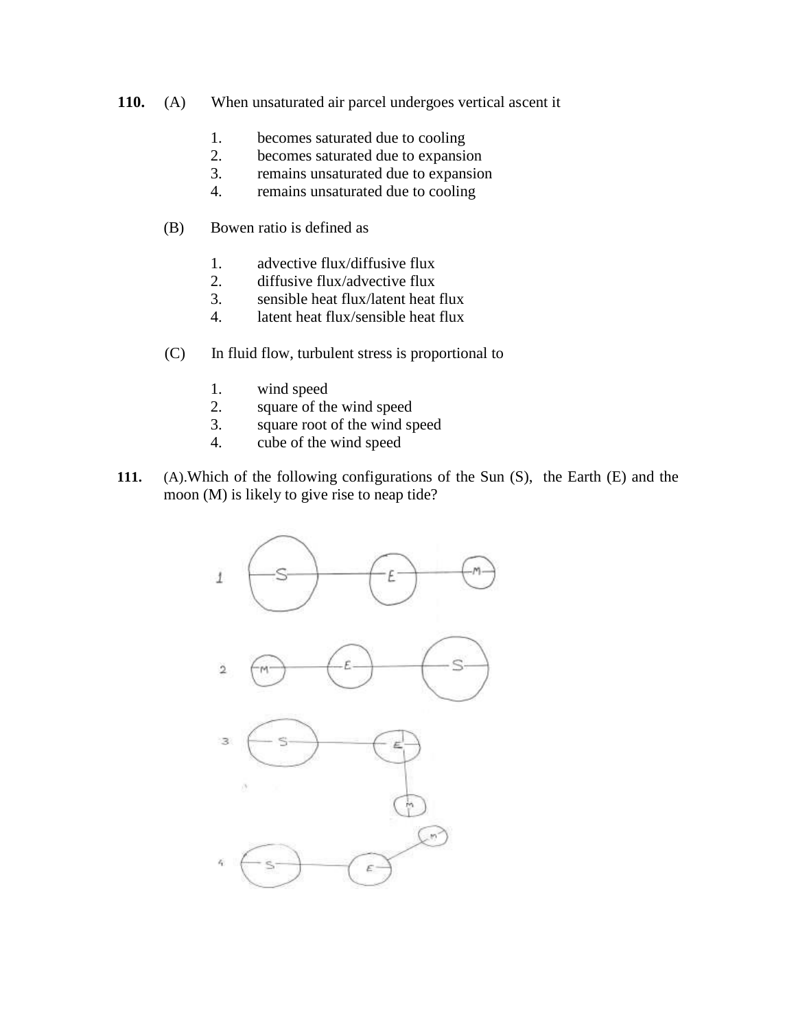**110.** (A) When unsaturated air parcel undergoes vertical ascent it

1. becomes saturated due to cooling
2. becomes saturated due to expansion
3. remains unsaturated due to expansion
4. remains unsaturated due to cooling

(B) Bowen ratio is defined as

1. advective flux/diffusive flux
2. diffusive flux/advective flux
3. sensible heat flux/latent heat flux
4. latent heat flux/sensible heat flux

(C) In fluid flow, turbulent stress is proportional to

1. wind speed
2. square of the wind speed
3. square root of the wind speed
4. cube of the wind speed

**111.** (A).Which of the following configurations of the Sun (S), the Earth (E) and the moon (M) is likely to give rise to neap tide?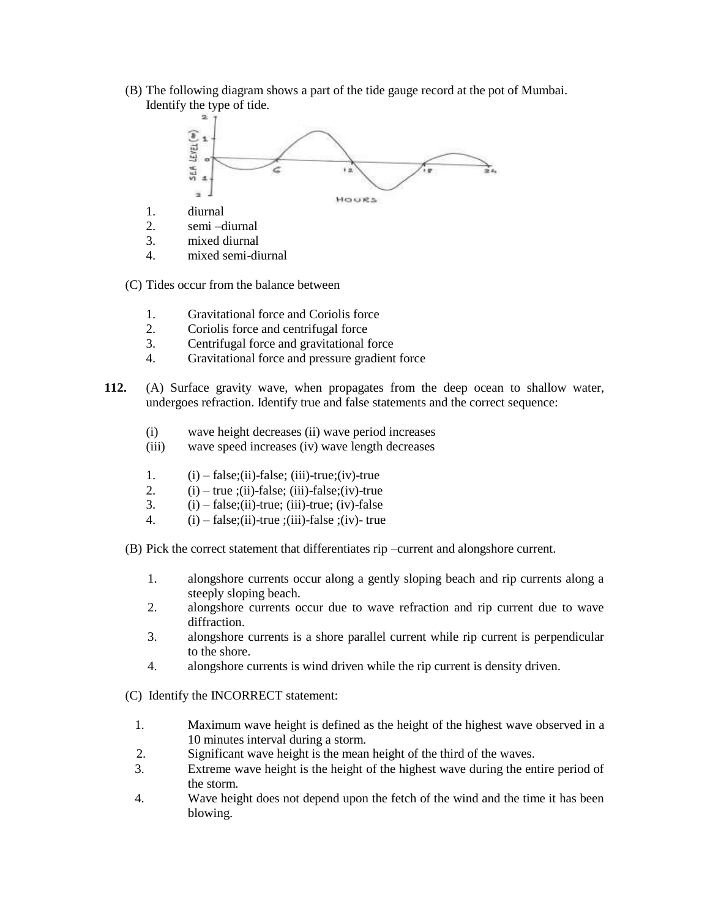(B) The following diagram shows a part of the tide gauge record at the pot of Mumbai. Identify the type of tide.

1. diurnal
2. semi –diurnal
3. mixed diurnal
4. mixed semi-diurnal

(C) Tides occur from the balance between

1. Gravitational force and Coriolis force
2. Coriolis force and centrifugal force
3. Centrifugal force and gravitational force
4. Gravitational force and pressure gradient force

**112.** (A) Surface gravity wave, when propagates from the deep ocean to shallow water, undergoes refraction. Identify true and false statements and the correct sequence:

(i) wave height decreases (ii) wave period increases
(iii) wave speed increases (iv) wave length decreases

1. (i) – false;(ii)-false; (iii)-true;(iv)-true
2. (i) – true ;(ii)-false; (iii)-false;(iv)-true
3. (i) – false;(ii)-true; (iii)-true; (iv)-false
4. (i) – false;(ii)-true ;(iii)-false ;(iv)- true

(B) Pick the correct statement that differentiates rip –current and alongshore current.

1. alongshore currents occur along a gently sloping beach and rip currents along a steeply sloping beach.
2. alongshore currents occur due to wave refraction and rip current due to wave diffraction.
3. alongshore currents is a shore parallel current while rip current is perpendicular to the shore.
4. alongshore currents is wind driven while the rip current is density driven.

(C) Identify the INCORRECT statement:

1. Maximum wave height is defined as the height of the highest wave observed in a 10 minutes interval during a storm.
2. Significant wave height is the mean height of the third of the waves.
3. Extreme wave height is the height of the highest wave during the entire period of the storm.
4. Wave height does not depend upon the fetch of the wind and the time it has been blowing.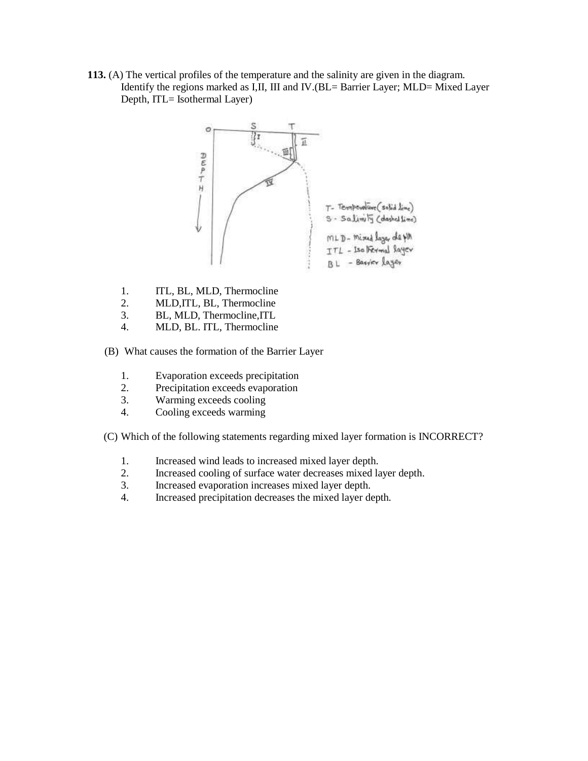**113.** (A) The vertical profiles of the temperature and the salinity are given in the diagram. Identify the regions marked as I,II, III and IV.(BL= Barrier Layer; MLD= Mixed Layer Depth, ITL= Isothermal Layer)

1. ITL, BL, MLD, Thermocline
2. MLD,ITL, BL, Thermocline
3. BL, MLD, Thermocline,ITL
4. MLD, BL. ITL, Thermocline

(B) What causes the formation of the Barrier Layer

1. Evaporation exceeds precipitation
2. Precipitation exceeds evaporation
3. Warming exceeds cooling
4. Cooling exceeds warming

(C) Which of the following statements regarding mixed layer formation is INCORRECT?

1. Increased wind leads to increased mixed layer depth.
2. Increased cooling of surface water decreases mixed layer depth.
3. Increased evaporation increases mixed layer depth.
4. Increased precipitation decreases the mixed layer depth.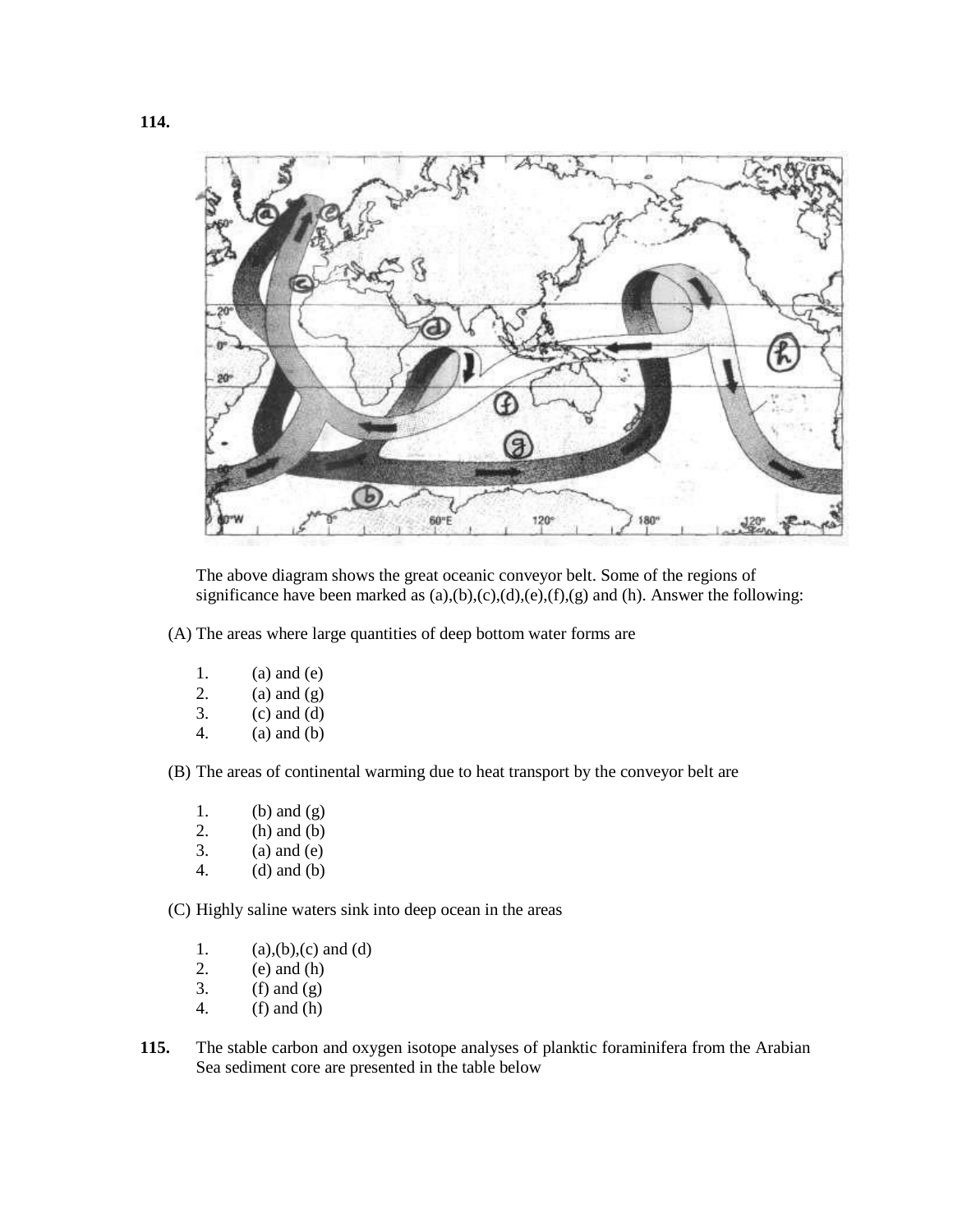**114.**

The above diagram shows the great oceanic conveyor belt. Some of the regions of significance have been marked as (a),(b),(c),(d),(e),(f),(g) and (h). Answer the following:

(A) The areas where large quantities of deep bottom water forms are

1. (a) and (e)
2. (a) and (g)
3. (c) and (d)
4. (a) and (b)

(B) The areas of continental warming due to heat transport by the conveyor belt are

1. (b) and (g)
2. (h) and (b)
3. (a) and (e)
4. (d) and (b)

(C) Highly saline waters sink into deep ocean in the areas

1. (a),(b),(c) and (d)
2. (e) and (h)
3. (f) and (g)
4. (f) and (h)

**115.** The stable carbon and oxygen isotope analyses of planktic foraminifera from the Arabian Sea sediment core are presented in the table below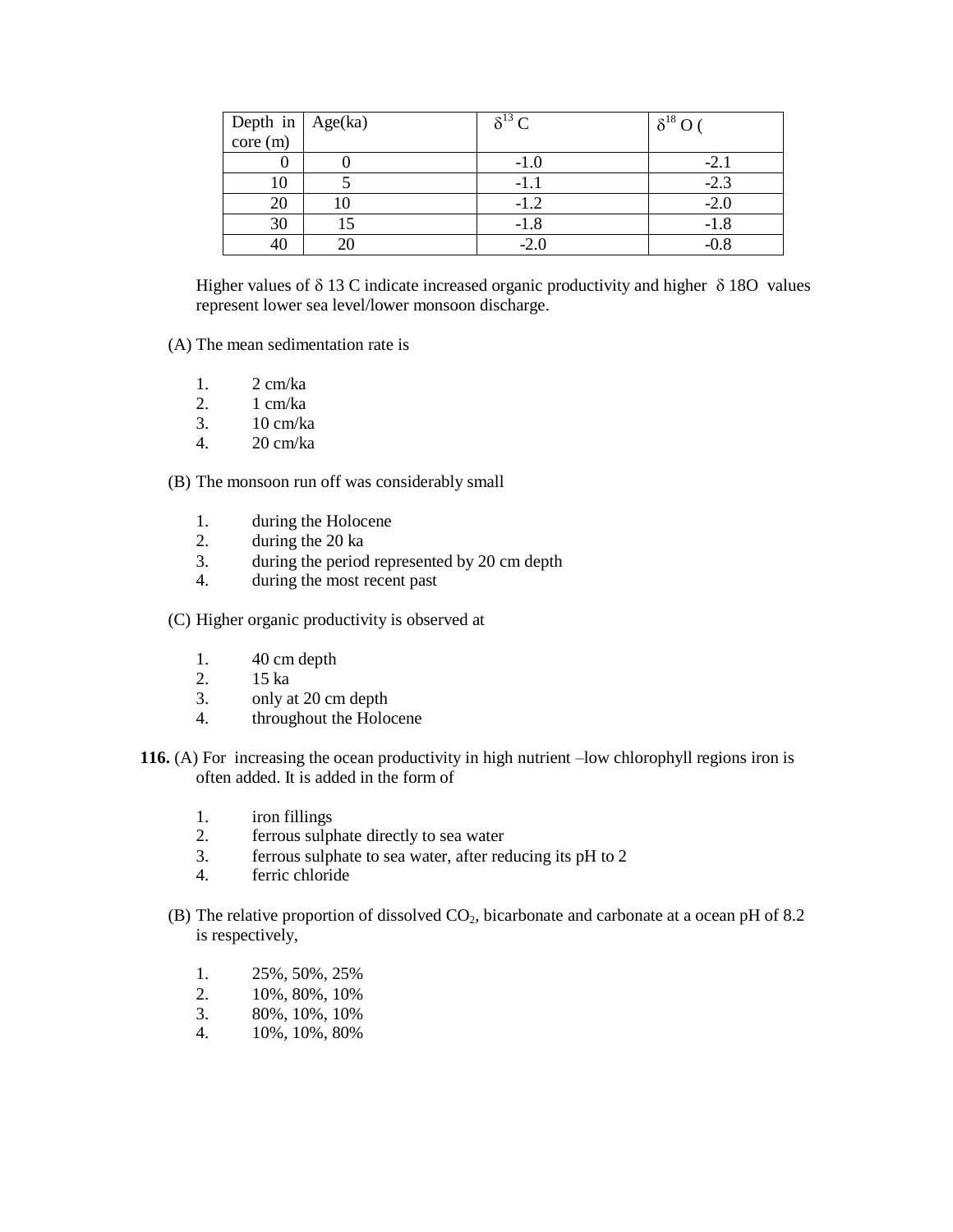| Depth in core (m) | Age(ka) | $\delta^{13}$ C | $\delta^{18}$ O ( |
|---|---|---|---|
| 0 | 0 | -1.0 | -2.1 |
| 10 | 5 | -1.1 | -2.3 |
| 20 | 10 | -1.2 | -2.0 |
| 30 | 15 | -1.8 | -1.8 |
| 40 | 20 | -2.0 | -0.8 |

Higher values of $\delta$ 13 C indicate increased organic productivity and higher $\delta$ 18O values represent lower sea level/lower monsoon discharge.

(A) The mean sedimentation rate is

1. 2 cm/ka
2. 1 cm/ka
3. 10 cm/ka
4. 20 cm/ka

(B) The monsoon run off was considerably small

1. during the Holocene
2. during the 20 ka
3. during the period represented by 20 cm depth
4. during the most recent past

(C) Higher organic productivity is observed at

1. 40 cm depth
2. 15 ka
3. only at 20 cm depth
4. throughout the Holocene

**116.** (A) For increasing the ocean productivity in high nutrient –low chlorophyll regions iron is often added. It is added in the form of

1. iron fillings
2. ferrous sulphate directly to sea water
3. ferrous sulphate to sea water, after reducing its pH to 2
4. ferric chloride

(B) The relative proportion of dissolved $CO_2$, bicarbonate and carbonate at a ocean pH of 8.2 is respectively,

1. 25%, 50%, 25%
2. 10%, 80%, 10%
3. 80%, 10%, 10%
4. 10%, 10%, 80%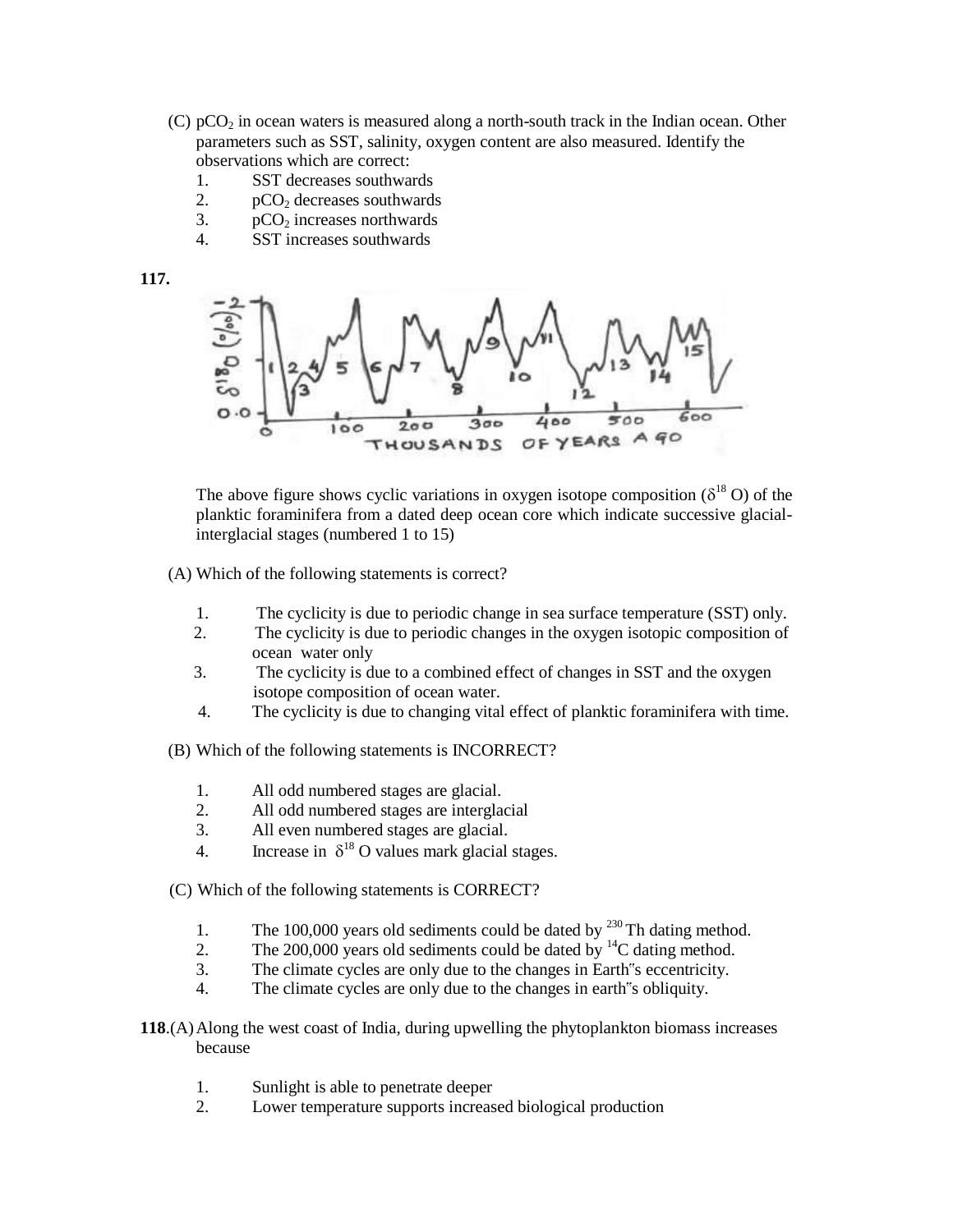(C) $pCO_2$ in ocean waters is measured along a north-south track in the Indian ocean. Other parameters such as SST, salinity, oxygen content are also measured. Identify the observations which are correct:

1. SST decreases southwards
2. $pCO_2$ decreases southwards
3. $pCO_2$ increases northwards
4. SST increases southwards

**117.**

The above figure shows cyclic variations in oxygen isotope composition ($\delta^{18}$ O) of the planktic foraminifera from a dated deep ocean core which indicate successive glacial-interglacial stages (numbered 1 to 15)

(A) Which of the following statements is correct?

1. The cyclicity is due to periodic change in sea surface temperature (SST) only.
2. The cyclicity is due to periodic changes in the oxygen isotopic composition of ocean water only
3. The cyclicity is due to a combined effect of changes in SST and the oxygen isotope composition of ocean water.
4. The cyclicity is due to changing vital effect of planktic foraminifera with time.

(B) Which of the following statements is INCORRECT?

1. All odd numbered stages are glacial.
2. All odd numbered stages are interglacial
3. All even numbered stages are glacial.
4. Increase in $\delta^{18}$ O values mark glacial stages.

(C) Which of the following statements is CORRECT?

1. The 100,000 years old sediments could be dated by $^{230}$Th dating method.
2. The 200,000 years old sediments could be dated by $^{14}$C dating method.
3. The climate cycles are only due to the changes in Earth"s eccentricity.
4. The climate cycles are only due to the changes in earth"s obliquity.

**118**.(A) Along the west coast of India, during upwelling the phytoplankton biomass increases because

1. Sunlight is able to penetrate deeper
2. Lower temperature supports increased biological production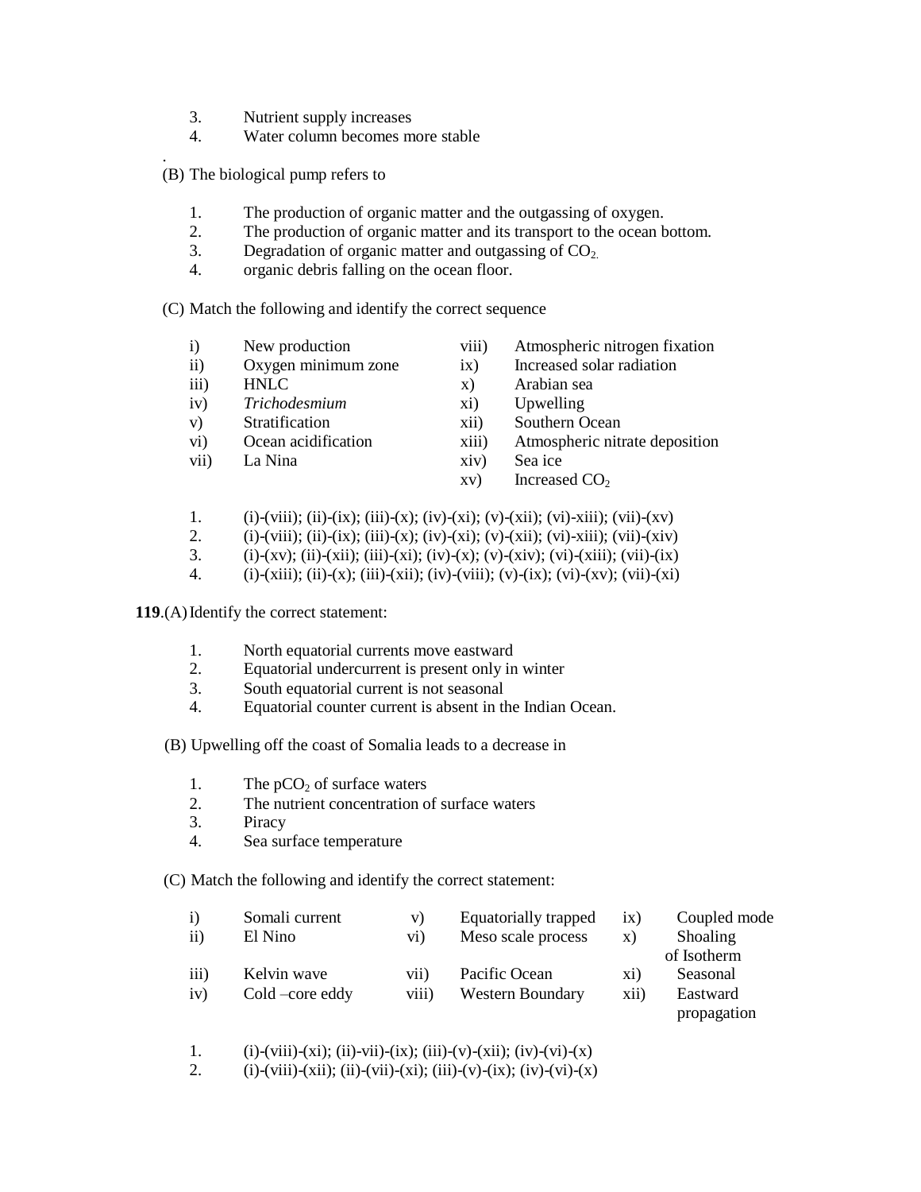3. Nutrient supply increases
4. Water column becomes more stable

.

(B) The biological pump refers to

1. The production of organic matter and the outgassing of oxygen.
2. The production of organic matter and its transport to the ocean bottom.
3. Degradation of organic matter and outgassing of $CO_2$.
4. organic debris falling on the ocean floor.

(C) Match the following and identify the correct sequence

| | | | |
|---|---|---|---|
| i) | New production | viii) | Atmospheric nitrogen fixation |
| ii) | Oxygen minimum zone | ix) | Increased solar radiation |
| iii) | HNLC | x) | Arabian sea |
| iv) | *Trichodesmium* | xi) | Upwelling |
| v) | Stratification | xii) | Southern Ocean |
| vi) | Ocean acidification | xiii) | Atmospheric nitrate deposition |
| vii) | La Nina | xiv) | Sea ice |
| | | xv) | Increased $CO_2$ |

1. (i)-(viii); (ii)-(ix); (iii)-(x); (iv)-(xi); (v)-(xii); (vi)-xiii); (vii)-(xv)
2. (i)-(viii); (ii)-(ix); (iii)-(x); (iv)-(xi); (v)-(xii); (vi)-xiii); (vii)-(xiv)
3. (i)-(xv); (ii)-(xii); (iii)-(xi); (iv)-(x); (v)-(xiv); (vi)-(xiii); (vii)-(ix)
4. (i)-(xiii); (ii)-(x); (iii)-(xii); (iv)-(viii); (v)-(ix); (vi)-(xv); (vii)-(xi)

**119**.(A) Identify the correct statement:

1. North equatorial currents move eastward
2. Equatorial undercurrent is present only in winter
3. South equatorial current is not seasonal
4. Equatorial counter current is absent in the Indian Ocean.

(B) Upwelling off the coast of Somalia leads to a decrease in

1. The $pCO_2$ of surface waters
2. The nutrient concentration of surface waters
3. Piracy
4. Sea surface temperature

(C) Match the following and identify the correct statement:

| | | | | | |
|---|---|---|---|---|---|
| i) | Somali current | v) | Equatorially trapped | ix) | Coupled mode |
| ii) | El Nino | vi) | Meso scale process | x) | Shoaling of Isotherm |
| iii) | Kelvin wave | vii) | Pacific Ocean | xi) | Seasonal |
| iv) | Cold –core eddy | viii) | Western Boundary | xii) | Eastward propagation |

1. (i)-(viii)-(xi); (ii)-vii)-(ix); (iii)-(v)-(xii); (iv)-(vi)-(x)
2. (i)-(viii)-(xii); (ii)-(vii)-(xi); (iii)-(v)-(ix); (iv)-(vi)-(x)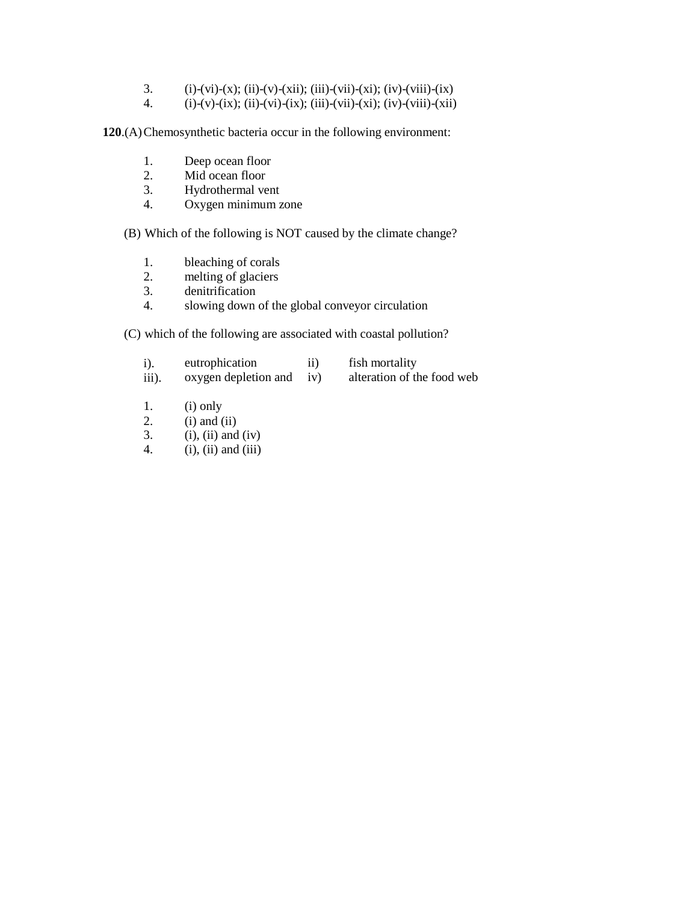3. (i)-(vi)-(x); (ii)-(v)-(xii); (iii)-(vii)-(xi); (iv)-(viii)-(ix)
4. (i)-(v)-(ix); (ii)-(vi)-(ix); (iii)-(vii)-(xi); (iv)-(viii)-(xii)

**120**.(A) Chemosynthetic bacteria occur in the following environment:

1. Deep ocean floor
2. Mid ocean floor
3. Hydrothermal vent
4. Oxygen minimum zone

(B) Which of the following is NOT caused by the climate change?

1. bleaching of corals
2. melting of glaciers
3. denitrification
4. slowing down of the global conveyor circulation

(C) which of the following are associated with coastal pollution?

| | | | |
|---|---|---|---|
| i). | eutrophication | ii) | fish mortality |
| iii). | oxygen depletion and | iv) | alteration of the food web |

1. (i) only
2. (i) and (ii)
3. (i), (ii) and (iv)
4. (i), (ii) and (iii)